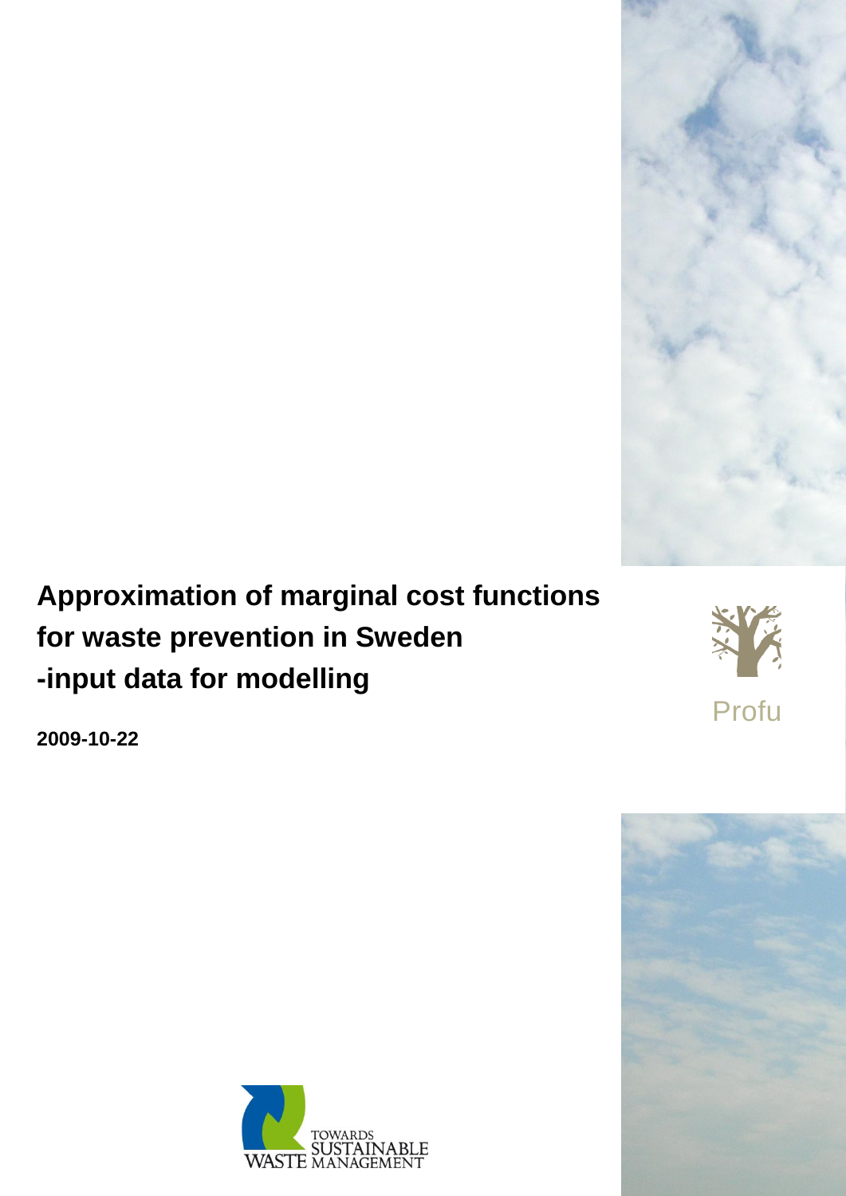# Approximation of marginal cost functions for waste prevention in Sweden -input data for modelling

**2009-10-22**

Profu

TOWARDS SUSTAINABLE WASTE MANAGEMENT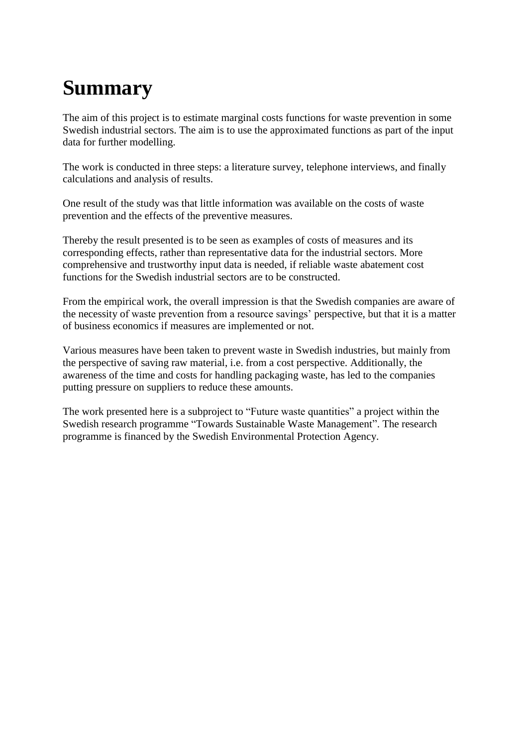# Summary

The aim of this project is to estimate marginal costs functions for waste prevention in some Swedish industrial sectors. The aim is to use the approximated functions as part of the input data for further modelling.

The work is conducted in three steps: a literature survey, telephone interviews, and finally calculations and analysis of results.

One result of the study was that little information was available on the costs of waste prevention and the effects of the preventive measures.

Thereby the result presented is to be seen as examples of costs of measures and its corresponding effects, rather than representative data for the industrial sectors. More comprehensive and trustworthy input data is needed, if reliable waste abatement cost functions for the Swedish industrial sectors are to be constructed.

From the empirical work, the overall impression is that the Swedish companies are aware of the necessity of waste prevention from a resource savings' perspective, but that it is a matter of business economics if measures are implemented or not.

Various measures have been taken to prevent waste in Swedish industries, but mainly from the perspective of saving raw material, i.e. from a cost perspective. Additionally, the awareness of the time and costs for handling packaging waste, has led to the companies putting pressure on suppliers to reduce these amounts.

The work presented here is a subproject to "Future waste quantities" a project within the Swedish research programme "Towards Sustainable Waste Management". The research programme is financed by the Swedish Environmental Protection Agency.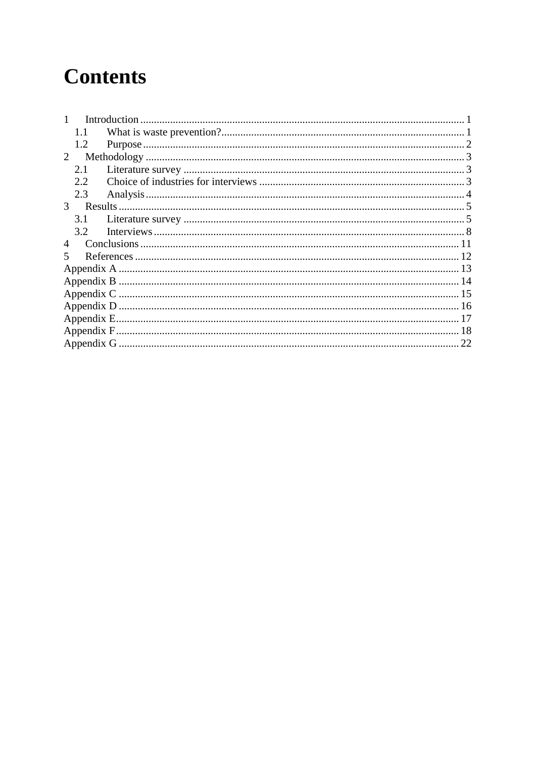# Contents

1 Introduction ..... 1
  1.1 What is waste prevention? ..... 1
  1.2 Purpose ..... 2
2 Methodology ..... 3
  2.1 Literature survey ..... 3
  2.2 Choice of industries for interviews ..... 3
  2.3 Analysis ..... 4
3 Results ..... 5
  3.1 Literature survey ..... 5
  3.2 Interviews ..... 8
4 Conclusions ..... 11
5 References ..... 12
Appendix A ..... 13
Appendix B ..... 14
Appendix C ..... 15
Appendix D ..... 16
Appendix E ..... 17
Appendix F ..... 18
Appendix G ..... 22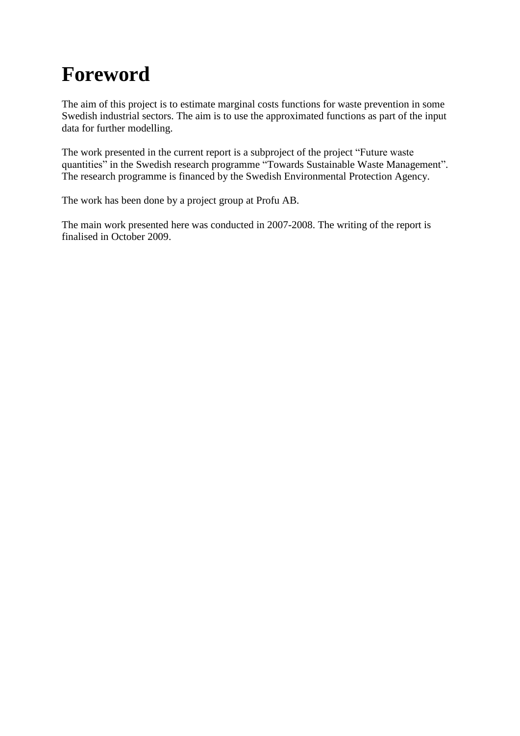# Foreword

The aim of this project is to estimate marginal costs functions for waste prevention in some Swedish industrial sectors. The aim is to use the approximated functions as part of the input data for further modelling.

The work presented in the current report is a subproject of the project "Future waste quantities" in the Swedish research programme "Towards Sustainable Waste Management". The research programme is financed by the Swedish Environmental Protection Agency.

The work has been done by a project group at Profu AB.

The main work presented here was conducted in 2007-2008. The writing of the report is finalised in October 2009.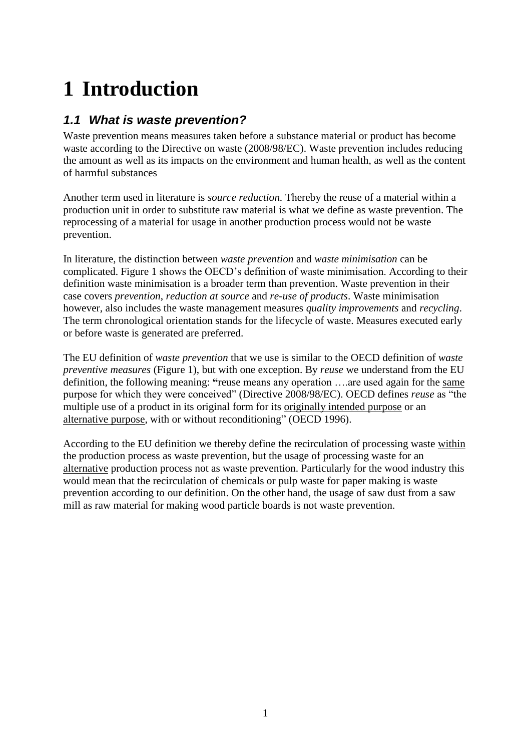# 1 Introduction

## *1.1 What is waste prevention?*

Waste prevention means measures taken before a substance material or product has become waste according to the Directive on waste (2008/98/EC). Waste prevention includes reducing the amount as well as its impacts on the environment and human health, as well as the content of harmful substances

Another term used in literature is *source reduction.* Thereby the reuse of a material within a production unit in order to substitute raw material is what we define as waste prevention. The reprocessing of a material for usage in another production process would not be waste prevention.

In literature, the distinction between *waste prevention* and *waste minimisation* can be complicated. Figure 1 shows the OECD's definition of waste minimisation. According to their definition waste minimisation is a broader term than prevention. Waste prevention in their case covers *prevention*, *reduction at source* and *re-use of products*. Waste minimisation however, also includes the waste management measures *quality improvements* and *recycling*. The term chronological orientation stands for the lifecycle of waste. Measures executed early or before waste is generated are preferred.

The EU definition of *waste prevention* that we use is similar to the OECD definition of *waste preventive measures* (Figure 1), but with one exception. By *reuse* we understand from the EU definition, the following meaning: **"**reuse means any operation ….are used again for the <u>same</u> purpose for which they were conceived" (Directive 2008/98/EC). OECD defines *reuse* as "the multiple use of a product in its original form for its <u>originally intended purpose</u> or an <u>alternative purpose</u>, with or without reconditioning" (OECD 1996).

According to the EU definition we thereby define the recirculation of processing waste <u>within</u> the production process as waste prevention, but the usage of processing waste for an <u>alternative</u> production process not as waste prevention. Particularly for the wood industry this would mean that the recirculation of chemicals or pulp waste for paper making is waste prevention according to our definition. On the other hand, the usage of saw dust from a saw mill as raw material for making wood particle boards is not waste prevention.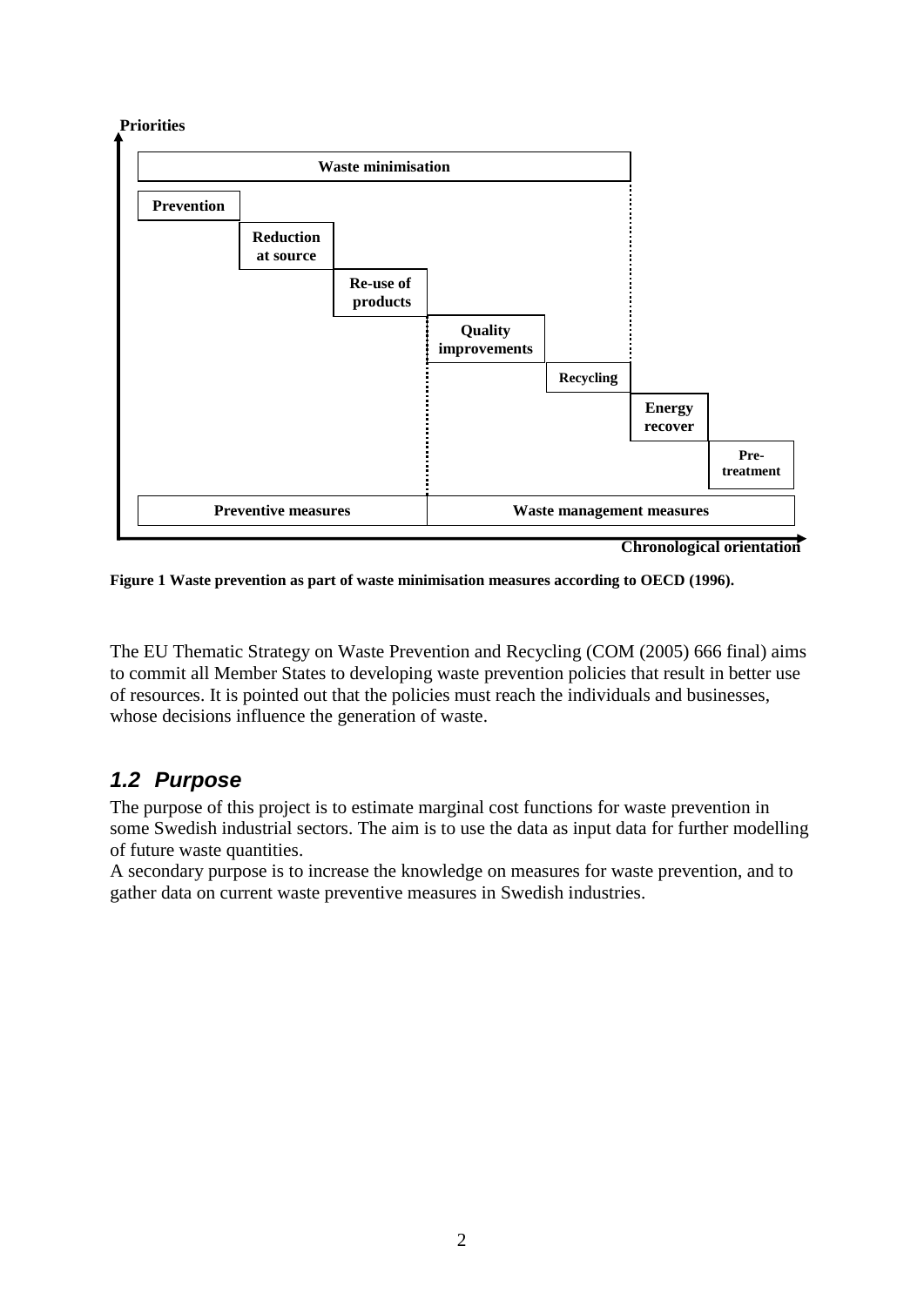Priorities

Waste minimisation

Prevention

Reduction at source

Re-use of products

Quality improvements

Recycling

Energy recover

Pre-treatment

Preventive measures

Waste management measures

Chronological orientation

**Figure 1 Waste prevention as part of waste minimisation measures according to OECD (1996).**

The EU Thematic Strategy on Waste Prevention and Recycling (COM (2005) 666 final) aims to commit all Member States to developing waste prevention policies that result in better use of resources. It is pointed out that the policies must reach the individuals and businesses, whose decisions influence the generation of waste.

## *1.2 Purpose*

The purpose of this project is to estimate marginal cost functions for waste prevention in some Swedish industrial sectors. The aim is to use the data as input data for further modelling of future waste quantities.

A secondary purpose is to increase the knowledge on measures for waste prevention, and to gather data on current waste preventive measures in Swedish industries.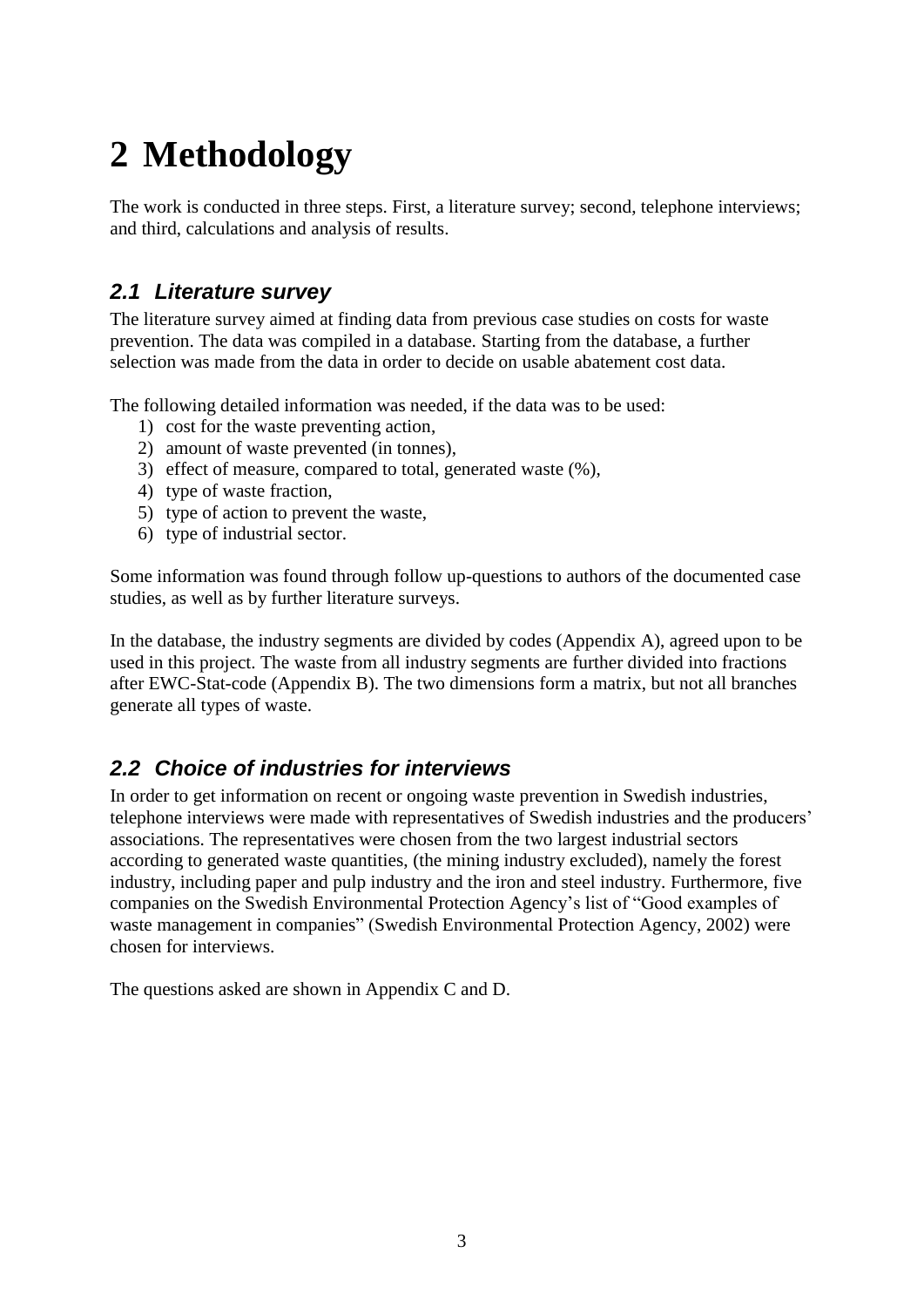# 2 Methodology

The work is conducted in three steps. First, a literature survey; second, telephone interviews; and third, calculations and analysis of results.

## *2.1 Literature survey*

The literature survey aimed at finding data from previous case studies on costs for waste prevention. The data was compiled in a database. Starting from the database, a further selection was made from the data in order to decide on usable abatement cost data.

The following detailed information was needed, if the data was to be used:

1) cost for the waste preventing action,
2) amount of waste prevented (in tonnes),
3) effect of measure, compared to total, generated waste (%),
4) type of waste fraction,
5) type of action to prevent the waste,
6) type of industrial sector.

Some information was found through follow up-questions to authors of the documented case studies, as well as by further literature surveys.

In the database, the industry segments are divided by codes (Appendix A), agreed upon to be used in this project. The waste from all industry segments are further divided into fractions after EWC-Stat-code (Appendix B). The two dimensions form a matrix, but not all branches generate all types of waste.

## *2.2 Choice of industries for interviews*

In order to get information on recent or ongoing waste prevention in Swedish industries, telephone interviews were made with representatives of Swedish industries and the producers' associations. The representatives were chosen from the two largest industrial sectors according to generated waste quantities, (the mining industry excluded), namely the forest industry, including paper and pulp industry and the iron and steel industry. Furthermore, five companies on the Swedish Environmental Protection Agency's list of "Good examples of waste management in companies" (Swedish Environmental Protection Agency, 2002) were chosen for interviews.

The questions asked are shown in Appendix C and D.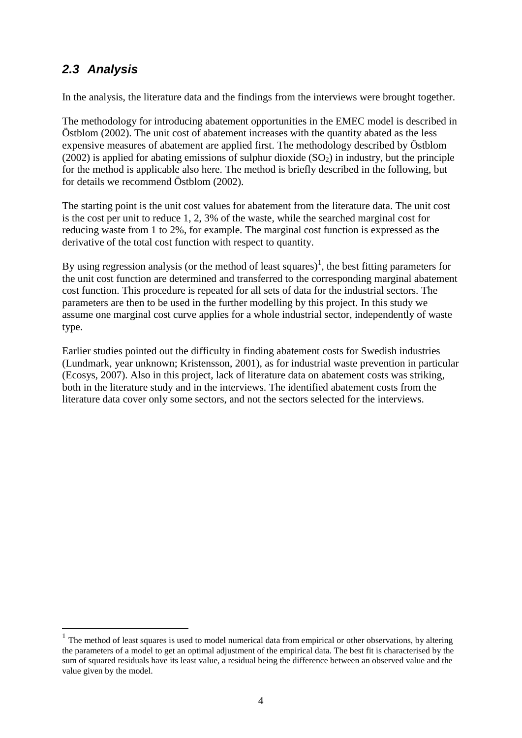## 2.3 Analysis

In the analysis, the literature data and the findings from the interviews were brought together.

The methodology for introducing abatement opportunities in the EMEC model is described in Östblom (2002). The unit cost of abatement increases with the quantity abated as the less expensive measures of abatement are applied first. The methodology described by Östblom (2002) is applied for abating emissions of sulphur dioxide ($SO_2$) in industry, but the principle for the method is applicable also here. The method is briefly described in the following, but for details we recommend Östblom (2002).

The starting point is the unit cost values for abatement from the literature data. The unit cost is the cost per unit to reduce 1, 2, 3% of the waste, while the searched marginal cost for reducing waste from 1 to 2%, for example. The marginal cost function is expressed as the derivative of the total cost function with respect to quantity.

By using regression analysis (or the method of least squares)[1], the best fitting parameters for the unit cost function are determined and transferred to the corresponding marginal abatement cost function. This procedure is repeated for all sets of data for the industrial sectors. The parameters are then to be used in the further modelling by this project. In this study we assume one marginal cost curve applies for a whole industrial sector, independently of waste type.

Earlier studies pointed out the difficulty in finding abatement costs for Swedish industries (Lundmark, year unknown; Kristensson, 2001), as for industrial waste prevention in particular (Ecosys, 2007). Also in this project, lack of literature data on abatement costs was striking, both in the literature study and in the interviews. The identified abatement costs from the literature data cover only some sectors, and not the sectors selected for the interviews.

---

[1] The method of least squares is used to model numerical data from empirical or other observations, by altering the parameters of a model to get an optimal adjustment of the empirical data. The best fit is characterised by the sum of squared residuals have its least value, a residual being the difference between an observed value and the value given by the model.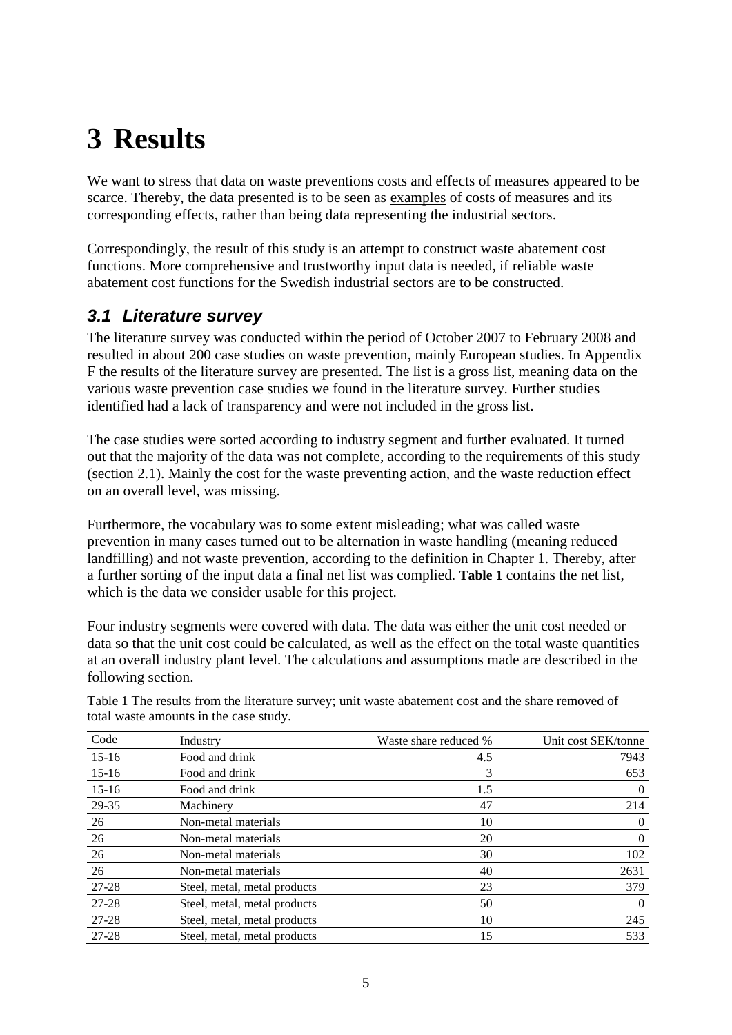# 3 Results

We want to stress that data on waste preventions costs and effects of measures appeared to be scarce. Thereby, the data presented is to be seen as examples of costs of measures and its corresponding effects, rather than being data representing the industrial sectors.

Correspondingly, the result of this study is an attempt to construct waste abatement cost functions. More comprehensive and trustworthy input data is needed, if reliable waste abatement cost functions for the Swedish industrial sectors are to be constructed.

## *3.1 Literature survey*

The literature survey was conducted within the period of October 2007 to February 2008 and resulted in about 200 case studies on waste prevention, mainly European studies. In Appendix F the results of the literature survey are presented. The list is a gross list, meaning data on the various waste prevention case studies we found in the literature survey. Further studies identified had a lack of transparency and were not included in the gross list.

The case studies were sorted according to industry segment and further evaluated. It turned out that the majority of the data was not complete, according to the requirements of this study (section 2.1). Mainly the cost for the waste preventing action, and the waste reduction effect on an overall level, was missing.

Furthermore, the vocabulary was to some extent misleading; what was called waste prevention in many cases turned out to be alternation in waste handling (meaning reduced landfilling) and not waste prevention, according to the definition in Chapter 1. Thereby, after a further sorting of the input data a final net list was complied. **Table 1** contains the net list, which is the data we consider usable for this project.

Four industry segments were covered with data. The data was either the unit cost needed or data so that the unit cost could be calculated, as well as the effect on the total waste quantities at an overall industry plant level. The calculations and assumptions made are described in the following section.

Table 1 The results from the literature survey; unit waste abatement cost and the share removed of total waste amounts in the case study.

| Code | Industry | Waste share reduced % | Unit cost SEK/tonne |
|---|---|---|---|
| 15-16 | Food and drink | 4.5 | 7943 |
| 15-16 | Food and drink | 3 | 653 |
| 15-16 | Food and drink | 1.5 | 0 |
| 29-35 | Machinery | 47 | 214 |
| 26 | Non-metal materials | 10 | 0 |
| 26 | Non-metal materials | 20 | 0 |
| 26 | Non-metal materials | 30 | 102 |
| 26 | Non-metal materials | 40 | 2631 |
| 27-28 | Steel, metal, metal products | 23 | 379 |
| 27-28 | Steel, metal, metal products | 50 | 0 |
| 27-28 | Steel, metal, metal products | 10 | 245 |
| 27-28 | Steel, metal, metal products | 15 | 533 |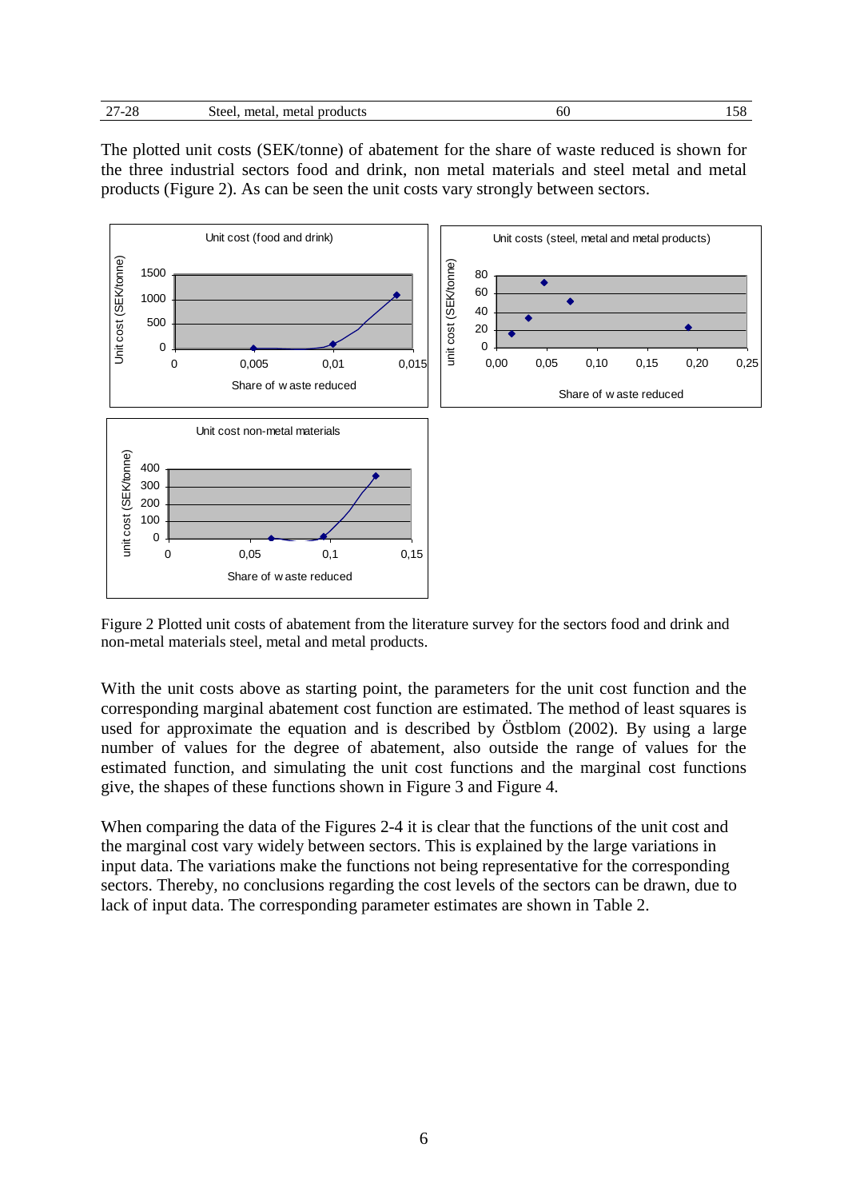| 27-28 | Steel, metal, metal products | 60 | 158 |
|---|---|---|---|

The plotted unit costs (SEK/tonne) of abatement for the share of waste reduced is shown for the three industrial sectors food and drink, non metal materials and steel metal and metal products (Figure 2). As can be seen the unit costs vary strongly between sectors.

Figure 2 Plotted unit costs of abatement from the literature survey for the sectors food and drink and non-metal materials steel, metal and metal products.

With the unit costs above as starting point, the parameters for the unit cost function and the corresponding marginal abatement cost function are estimated. The method of least squares is used for approximate the equation and is described by Östblom (2002). By using a large number of values for the degree of abatement, also outside the range of values for the estimated function, and simulating the unit cost functions and the marginal cost functions give, the shapes of these functions shown in Figure 3 and Figure 4.

When comparing the data of the Figures 2-4 it is clear that the functions of the unit cost and the marginal cost vary widely between sectors. This is explained by the large variations in input data. The variations make the functions not being representative for the corresponding sectors. Thereby, no conclusions regarding the cost levels of the sectors can be drawn, due to lack of input data. The corresponding parameter estimates are shown in Table 2.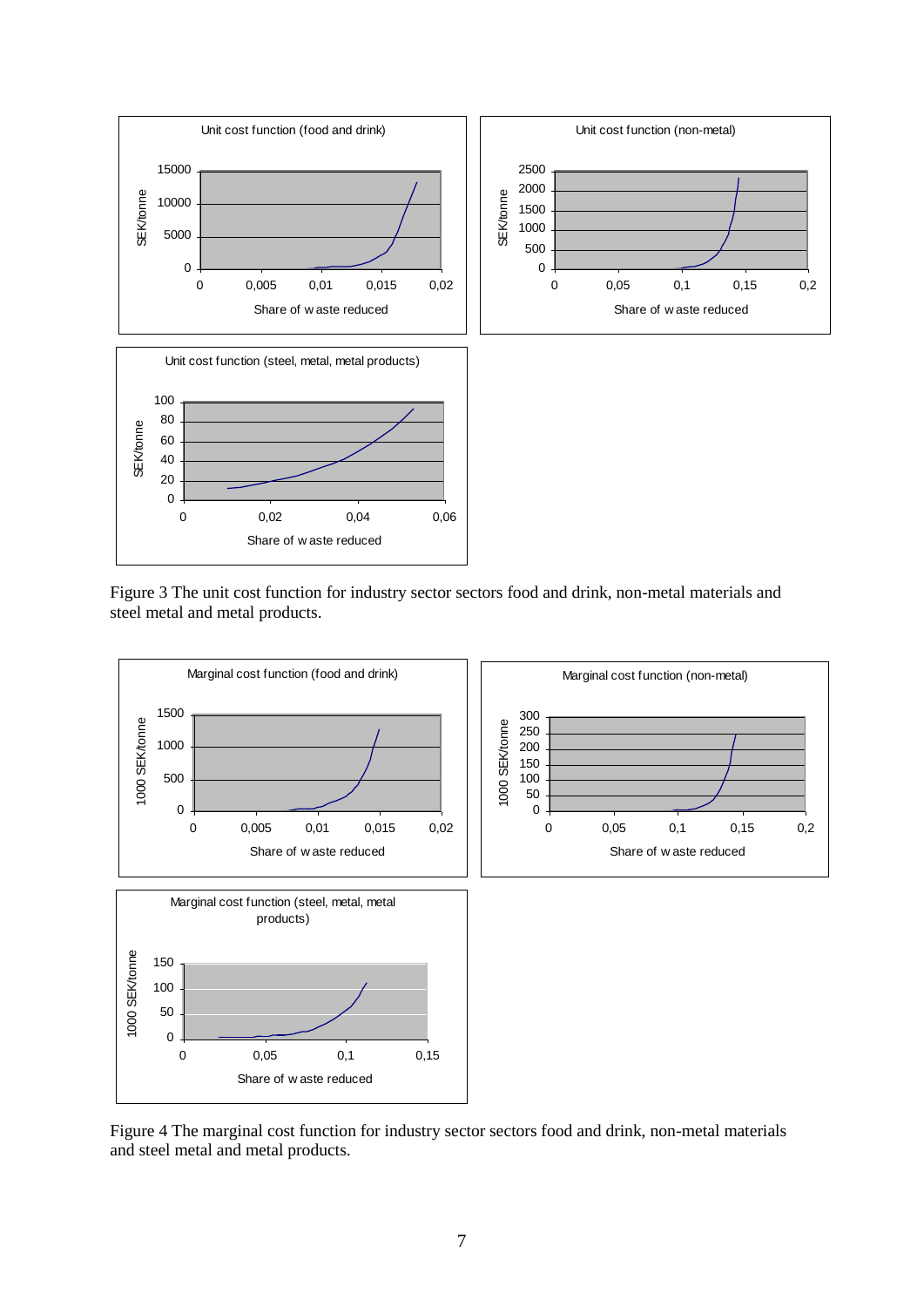Figure 3 The unit cost function for industry sector sectors food and drink, non-metal materials and steel metal and metal products.

Figure 4 The marginal cost function for industry sector sectors food and drink, non-metal materials and steel metal and metal products.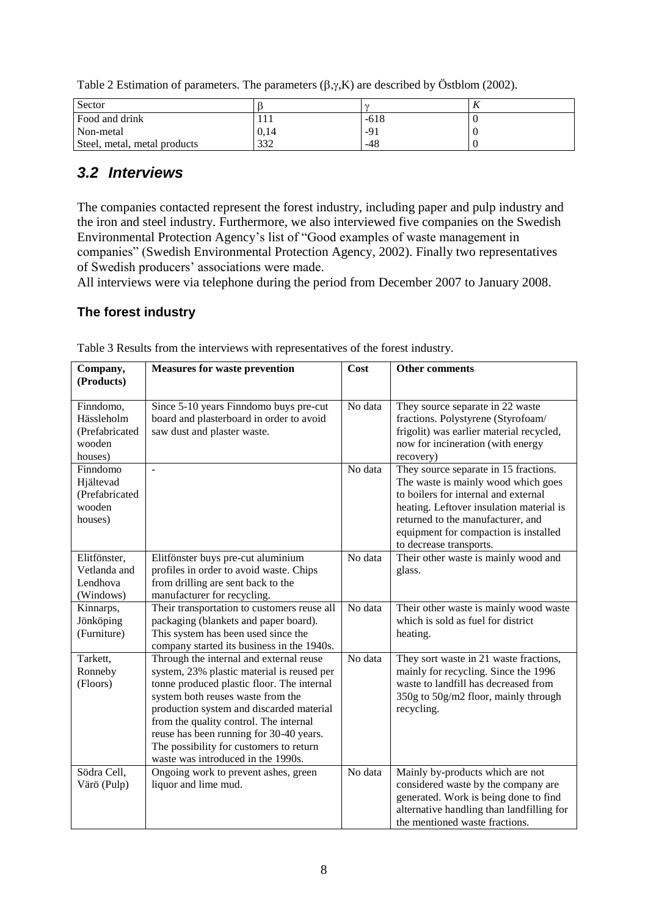Table 2 Estimation of parameters. The parameters (β,γ,K) are described by Östblom (2002).

| Sector | β | γ | K |
|---|---|---|---|
| Food and drink | 111 | -618 | 0 |
| Non-metal | 0,14 | -91 | 0 |
| Steel, metal, metal products | 332 | -48 | 0 |

## *3.2 Interviews*

The companies contacted represent the forest industry, including paper and pulp industry and the iron and steel industry. Furthermore, we also interviewed five companies on the Swedish Environmental Protection Agency's list of "Good examples of waste management in companies" (Swedish Environmental Protection Agency, 2002). Finally two representatives of Swedish producers' associations were made.
All interviews were via telephone during the period from December 2007 to January 2008.

### The forest industry

Table 3 Results from the interviews with representatives of the forest industry.

| Company, (Products) | Measures for waste prevention | Cost | Other comments |
|---|---|---|---|
| Finndomo, Hässleholm (Prefabricated wooden houses) | Since 5-10 years Finndomo buys pre-cut board and plasterboard in order to avoid saw dust and plaster waste. | No data | They source separate in 22 waste fractions. Polystyrene (Styrofoam/ frigolit) was earlier material recycled, now for incineration (with energy recovery) |
| Finndomo Hjältevad (Prefabricated wooden houses) | - | No data | They source separate in 15 fractions. The waste is mainly wood which goes to boilers for internal and external heating. Leftover insulation material is returned to the manufacturer, and equipment for compaction is installed to decrease transports. |
| Elitfönster, Vetlanda and Lendhova (Windows) | Elitfönster buys pre-cut aluminium profiles in order to avoid waste. Chips from drilling are sent back to the manufacturer for recycling. | No data | Their other waste is mainly wood and glass. |
| Kinnarps, Jönköping (Furniture) | Their transportation to customers reuse all packaging (blankets and paper board). This system has been used since the company started its business in the 1940s. | No data | Their other waste is mainly wood waste which is sold as fuel for district heating. |
| Tarkett, Ronneby (Floors) | Through the internal and external reuse system, 23% plastic material is reused per tonne produced plastic floor. The internal system both reuses waste from the production system and discarded material from the quality control. The internal reuse has been running for 30-40 years. The possibility for customers to return waste was introduced in the 1990s. | No data | They sort waste in 21 waste fractions, mainly for recycling. Since the 1996 waste to landfill has decreased from 350g to 50g/m2 floor, mainly through recycling. |
| Södra Cell, Värö (Pulp) | Ongoing work to prevent ashes, green liquor and lime mud. | No data | Mainly by-products which are not considered waste by the company are generated. Work is being done to find alternative handling than landfilling for the mentioned waste fractions. |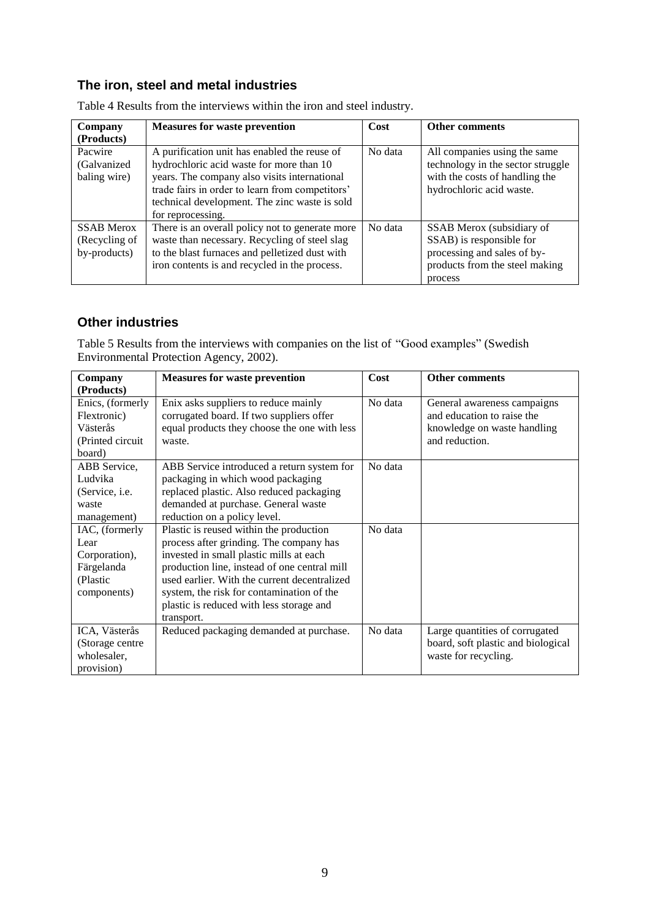## The iron, steel and metal industries

Table 4 Results from the interviews within the iron and steel industry.

| Company (Products) | Measures for waste prevention | Cost | Other comments |
|---|---|---|---|
| Pacwire (Galvanized baling wire) | A purification unit has enabled the reuse of hydrochloric acid waste for more than 10 years. The company also visits international trade fairs in order to learn from competitors' technical development. The zinc waste is sold for reprocessing. | No data | All companies using the same technology in the sector struggle with the costs of handling the hydrochloric acid waste. |
| SSAB Merox (Recycling of by-products) | There is an overall policy not to generate more waste than necessary. Recycling of steel slag to the blast furnaces and pelletized dust with iron contents is and recycled in the process. | No data | SSAB Merox (subsidiary of SSAB) is responsible for processing and sales of by-products from the steel making process |

## Other industries

Table 5 Results from the interviews with companies on the list of "Good examples" (Swedish Environmental Protection Agency, 2002).

| Company (Products) | Measures for waste prevention | Cost | Other comments |
|---|---|---|---|
| Enics, (formerly Flextronic) Västerås (Printed circuit board) | Enix asks suppliers to reduce mainly corrugated board. If two suppliers offer equal products they choose the one with less waste. | No data | General awareness campaigns and education to raise the knowledge on waste handling and reduction. |
| ABB Service, Ludvika (Service, i.e. waste management) | ABB Service introduced a return system for packaging in which wood packaging replaced plastic. Also reduced packaging demanded at purchase. General waste reduction on a policy level. | No data | |
| IAC, (formerly Lear Corporation), Färgelanda (Plastic components) | Plastic is reused within the production process after grinding. The company has invested in small plastic mills at each production line, instead of one central mill used earlier. With the current decentralized system, the risk for contamination of the plastic is reduced with less storage and transport. | No data | |
| ICA, Västerås (Storage centre wholesaler, provision) | Reduced packaging demanded at purchase. | No data | Large quantities of corrugated board, soft plastic and biological waste for recycling. |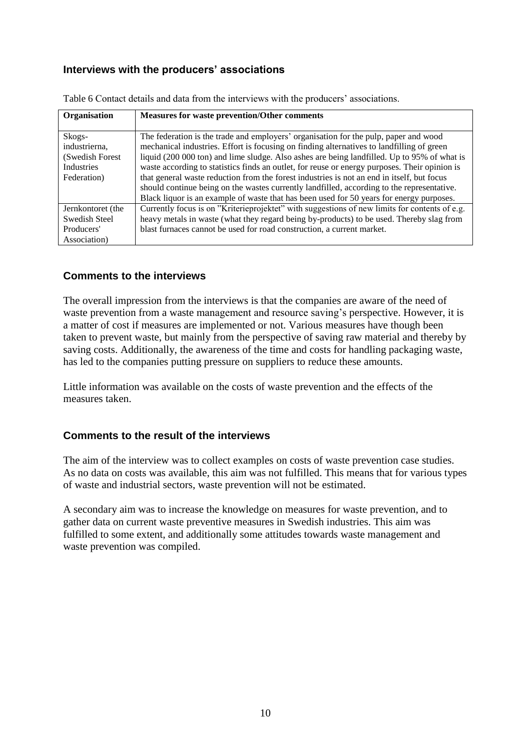### Interviews with the producers' associations

Table 6 Contact details and data from the interviews with the producers' associations.

| Organisation | Measures for waste prevention/Other comments |
| --- | --- |
| Skogs-industrierna, (Swedish Forest Industries Federation) | The federation is the trade and employers' organisation for the pulp, paper and wood mechanical industries. Effort is focusing on finding alternatives to landfilling of green liquid (200 000 ton) and lime sludge. Also ashes are being landfilled. Up to 95% of what is waste according to statistics finds an outlet, for reuse or energy purposes. Their opinion is that general waste reduction from the forest industries is not an end in itself, but focus should continue being on the wastes currently landfilled, according to the representative. Black liquor is an example of waste that has been used for 50 years for energy purposes. |
| Jernkontoret (the Swedish Steel Producers' Association) | Currently focus is on "Kriterieprojektet" with suggestions of new limits for contents of e.g. heavy metals in waste (what they regard being by-products) to be used. Thereby slag from blast furnaces cannot be used for road construction, a current market. |

### Comments to the interviews

The overall impression from the interviews is that the companies are aware of the need of waste prevention from a waste management and resource saving's perspective. However, it is a matter of cost if measures are implemented or not. Various measures have though been taken to prevent waste, but mainly from the perspective of saving raw material and thereby by saving costs. Additionally, the awareness of the time and costs for handling packaging waste, has led to the companies putting pressure on suppliers to reduce these amounts.

Little information was available on the costs of waste prevention and the effects of the measures taken.

### Comments to the result of the interviews

The aim of the interview was to collect examples on costs of waste prevention case studies. As no data on costs was available, this aim was not fulfilled. This means that for various types of waste and industrial sectors, waste prevention will not be estimated.

A secondary aim was to increase the knowledge on measures for waste prevention, and to gather data on current waste preventive measures in Swedish industries. This aim was fulfilled to some extent, and additionally some attitudes towards waste management and waste prevention was compiled.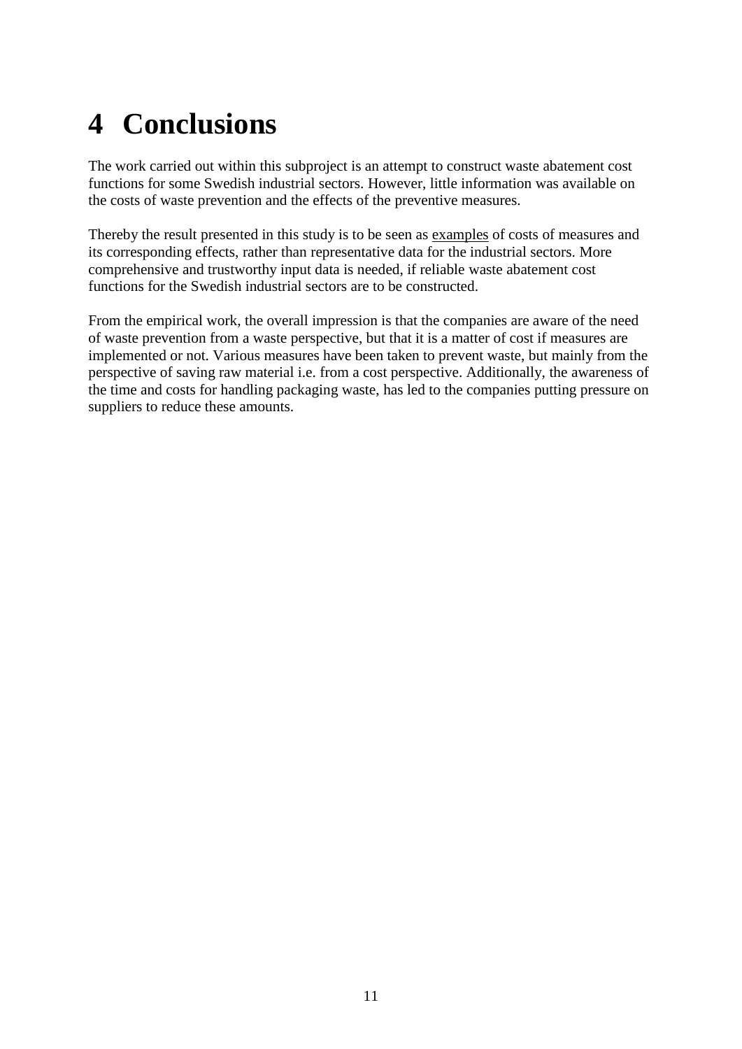# 4 Conclusions

The work carried out within this subproject is an attempt to construct waste abatement cost functions for some Swedish industrial sectors. However, little information was available on the costs of waste prevention and the effects of the preventive measures.

Thereby the result presented in this study is to be seen as <u>examples</u> of costs of measures and its corresponding effects, rather than representative data for the industrial sectors. More comprehensive and trustworthy input data is needed, if reliable waste abatement cost functions for the Swedish industrial sectors are to be constructed.

From the empirical work, the overall impression is that the companies are aware of the need of waste prevention from a waste perspective, but that it is a matter of cost if measures are implemented or not. Various measures have been taken to prevent waste, but mainly from the perspective of saving raw material i.e. from a cost perspective. Additionally, the awareness of the time and costs for handling packaging waste, has led to the companies putting pressure on suppliers to reduce these amounts.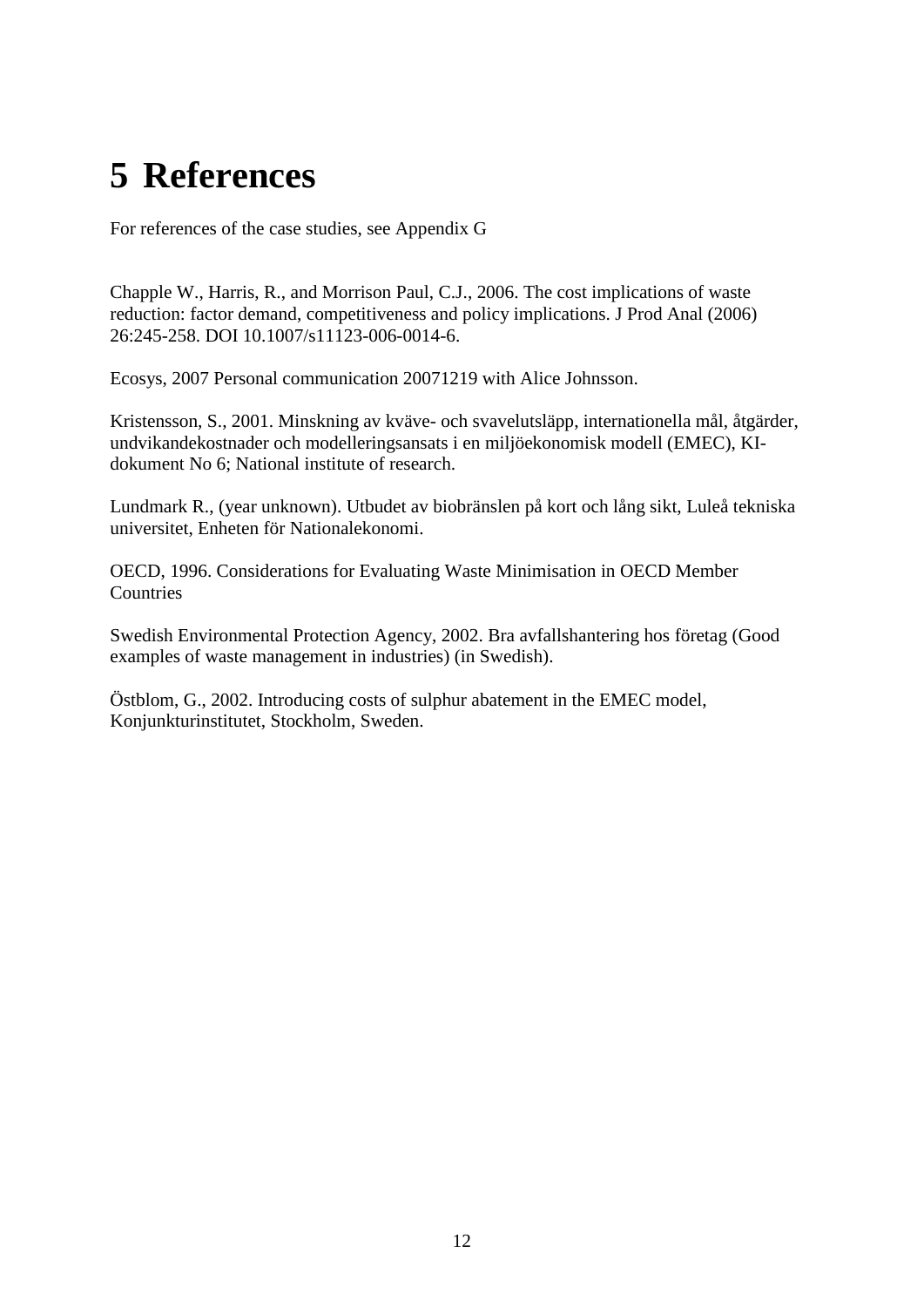# 5 References

For references of the case studies, see Appendix G

Chapple W., Harris, R., and Morrison Paul, C.J., 2006. The cost implications of waste reduction: factor demand, competitiveness and policy implications. J Prod Anal (2006) 26:245-258. DOI 10.1007/s11123-006-0014-6.

Ecosys, 2007 Personal communication 20071219 with Alice Johnsson.

Kristensson, S., 2001. Minskning av kväve- och svavelutsläpp, internationella mål, åtgärder, undvikandekostnader och modelleringsansats i en miljöekonomisk modell (EMEC), KI-dokument No 6; National institute of research.

Lundmark R., (year unknown). Utbudet av biobränslen på kort och lång sikt, Luleå tekniska universitet, Enheten för Nationalekonomi.

OECD, 1996. Considerations for Evaluating Waste Minimisation in OECD Member Countries

Swedish Environmental Protection Agency, 2002. Bra avfallshantering hos företag (Good examples of waste management in industries) (in Swedish).

Östblom, G., 2002. Introducing costs of sulphur abatement in the EMEC model, Konjunkturinstitutet, Stockholm, Sweden.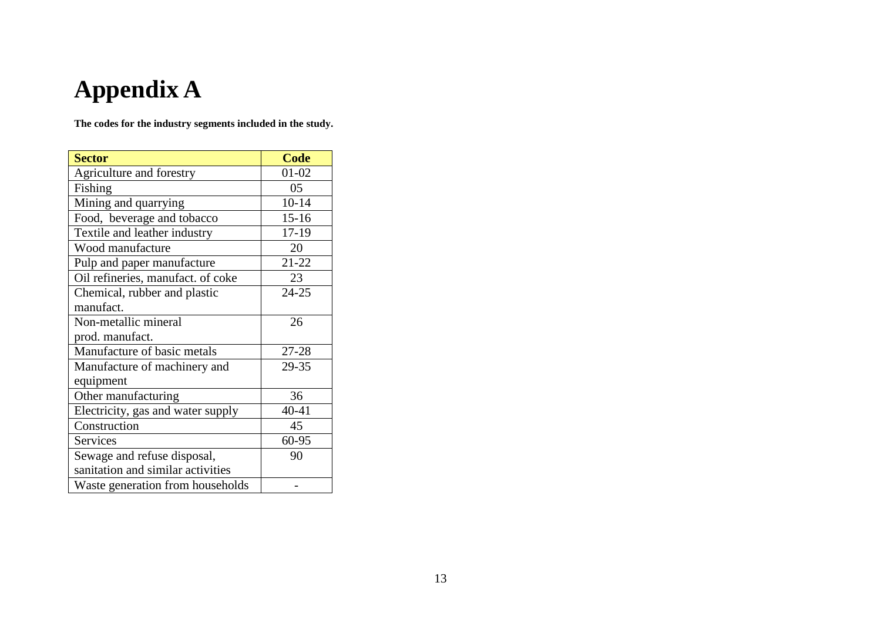# Appendix A

**The codes for the industry segments included in the study.**

| Sector | Code |
|---|---|
| Agriculture and forestry | 01-02 |
| Fishing | 05 |
| Mining and quarrying | 10-14 |
| Food, beverage and tobacco | 15-16 |
| Textile and leather industry | 17-19 |
| Wood manufacture | 20 |
| Pulp and paper manufacture | 21-22 |
| Oil refineries, manufact. of coke | 23 |
| Chemical, rubber and plastic manufact. | 24-25 |
| Non-metallic mineral prod. manufact. | 26 |
| Manufacture of basic metals | 27-28 |
| Manufacture of machinery and equipment | 29-35 |
| Other manufacturing | 36 |
| Electricity, gas and water supply | 40-41 |
| Construction | 45 |
| Services | 60-95 |
| Sewage and refuse disposal, sanitation and similar activities | 90 |
| Waste generation from households | - |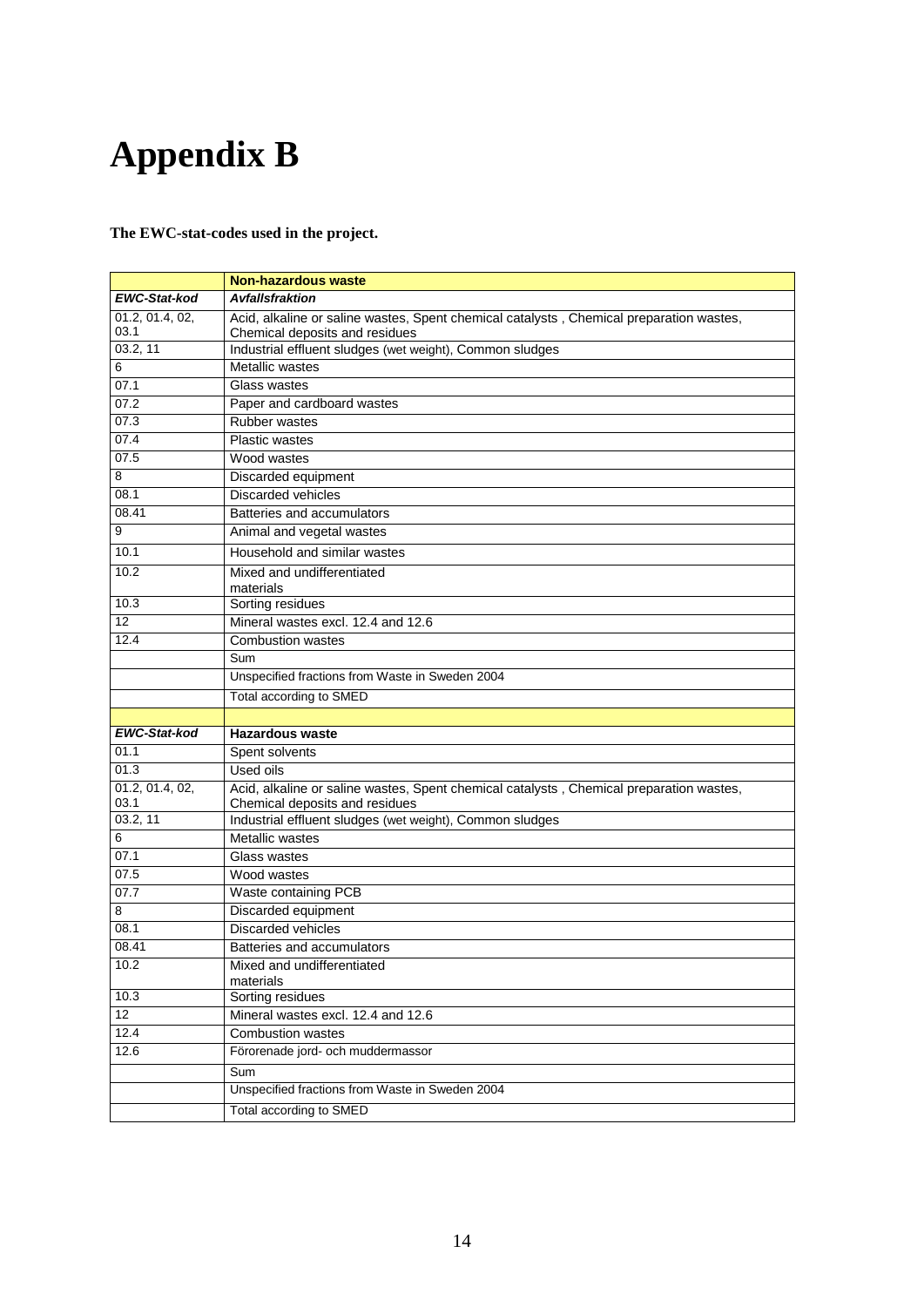# Appendix B

**The EWC-stat-codes used in the project.**

| | **Non-hazardous waste** |
|---|---|
| ***EWC-Stat-kod*** | ***Avfallsfraktion*** |
| 01.2, 01.4, 02, 03.1 | Acid, alkaline or saline wastes, Spent chemical catalysts , Chemical preparation wastes, Chemical deposits and residues |
| 03.2, 11 | Industrial effluent sludges (wet weight), Common sludges |
| 6 | Metallic wastes |
| 07.1 | Glass wastes |
| 07.2 | Paper and cardboard wastes |
| 07.3 | Rubber wastes |
| 07.4 | Plastic wastes |
| 07.5 | Wood wastes |
| 8 | Discarded equipment |
| 08.1 | Discarded vehicles |
| 08.41 | Batteries and accumulators |
| 9 | Animal and vegetal wastes |
| 10.1 | Household and similar wastes |
| 10.2 | Mixed and undifferentiated materials |
| 10.3 | Sorting residues |
| 12 | Mineral wastes excl. 12.4 and 12.6 |
| 12.4 | Combustion wastes |
| | Sum |
| | Unspecified fractions from Waste in Sweden 2004 |
| | Total according to SMED |
| | |
| ***EWC-Stat-kod*** | **Hazardous waste** |
| 01.1 | Spent solvents |
| 01.3 | Used oils |
| 01.2, 01.4, 02, 03.1 | Acid, alkaline or saline wastes, Spent chemical catalysts , Chemical preparation wastes, Chemical deposits and residues |
| 03.2, 11 | Industrial effluent sludges (wet weight), Common sludges |
| 6 | Metallic wastes |
| 07.1 | Glass wastes |
| 07.5 | Wood wastes |
| 07.7 | Waste containing PCB |
| 8 | Discarded equipment |
| 08.1 | Discarded vehicles |
| 08.41 | Batteries and accumulators |
| 10.2 | Mixed and undifferentiated materials |
| 10.3 | Sorting residues |
| 12 | Mineral wastes excl. 12.4 and 12.6 |
| 12.4 | Combustion wastes |
| 12.6 | Förorenade jord- och muddermassor |
| | Sum |
| | Unspecified fractions from Waste in Sweden 2004 |
| | Total according to SMED |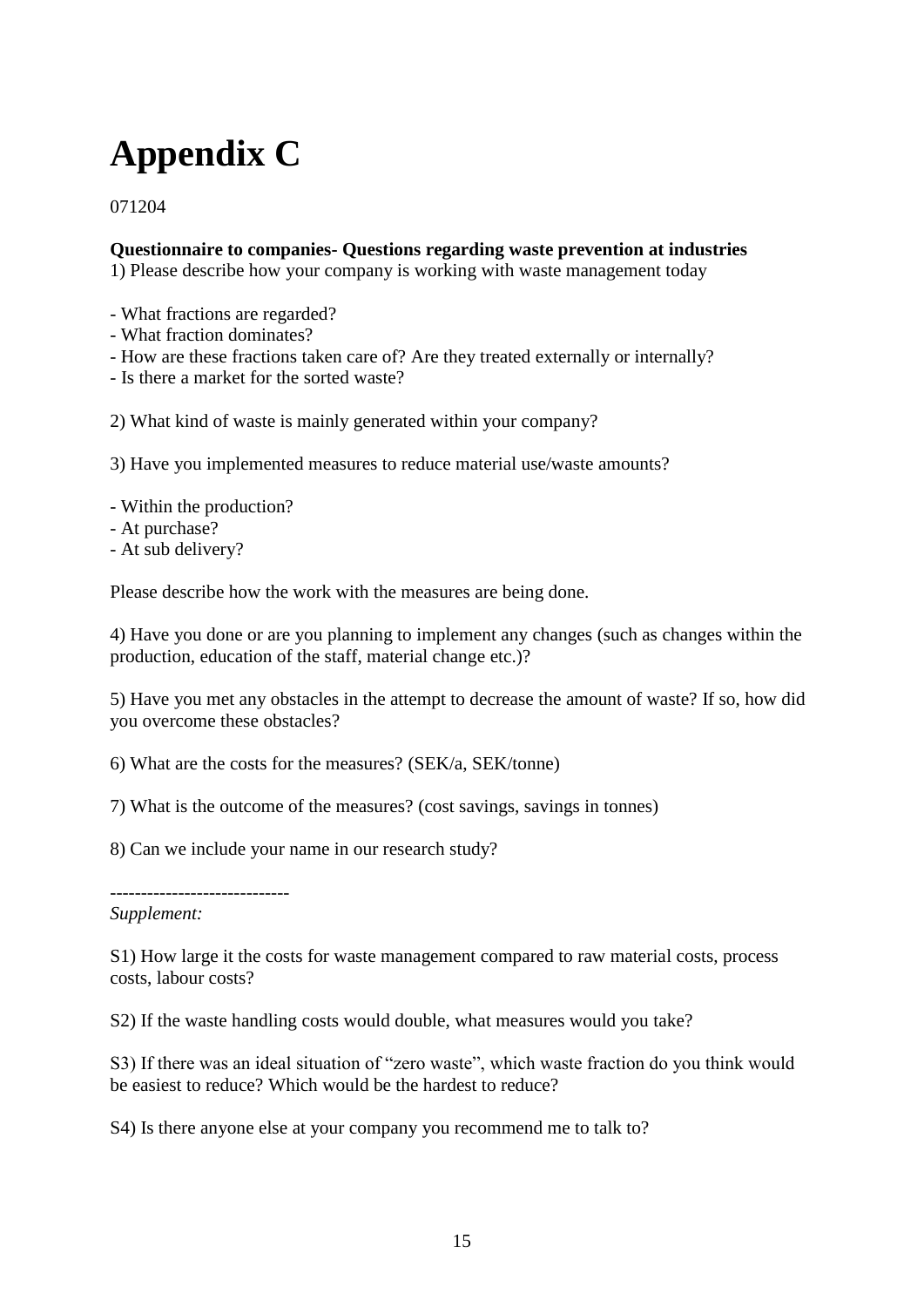# Appendix C

071204

**Questionnaire to companies- Questions regarding waste prevention at industries**

1) Please describe how your company is working with waste management today

- What fractions are regarded?
- What fraction dominates?
- How are these fractions taken care of? Are they treated externally or internally?
- Is there a market for the sorted waste?

2) What kind of waste is mainly generated within your company?

3) Have you implemented measures to reduce material use/waste amounts?

- Within the production?
- At purchase?
- At sub delivery?

Please describe how the work with the measures are being done.

4) Have you done or are you planning to implement any changes (such as changes within the production, education of the staff, material change etc.)?

5) Have you met any obstacles in the attempt to decrease the amount of waste? If so, how did you overcome these obstacles?

6) What are the costs for the measures? (SEK/a, SEK/tonne)

7) What is the outcome of the measures? (cost savings, savings in tonnes)

8) Can we include your name in our research study?

-----------------------------

*Supplement:*

S1) How large it the costs for waste management compared to raw material costs, process costs, labour costs?

S2) If the waste handling costs would double, what measures would you take?

S3) If there was an ideal situation of "zero waste", which waste fraction do you think would be easiest to reduce? Which would be the hardest to reduce?

S4) Is there anyone else at your company you recommend me to talk to?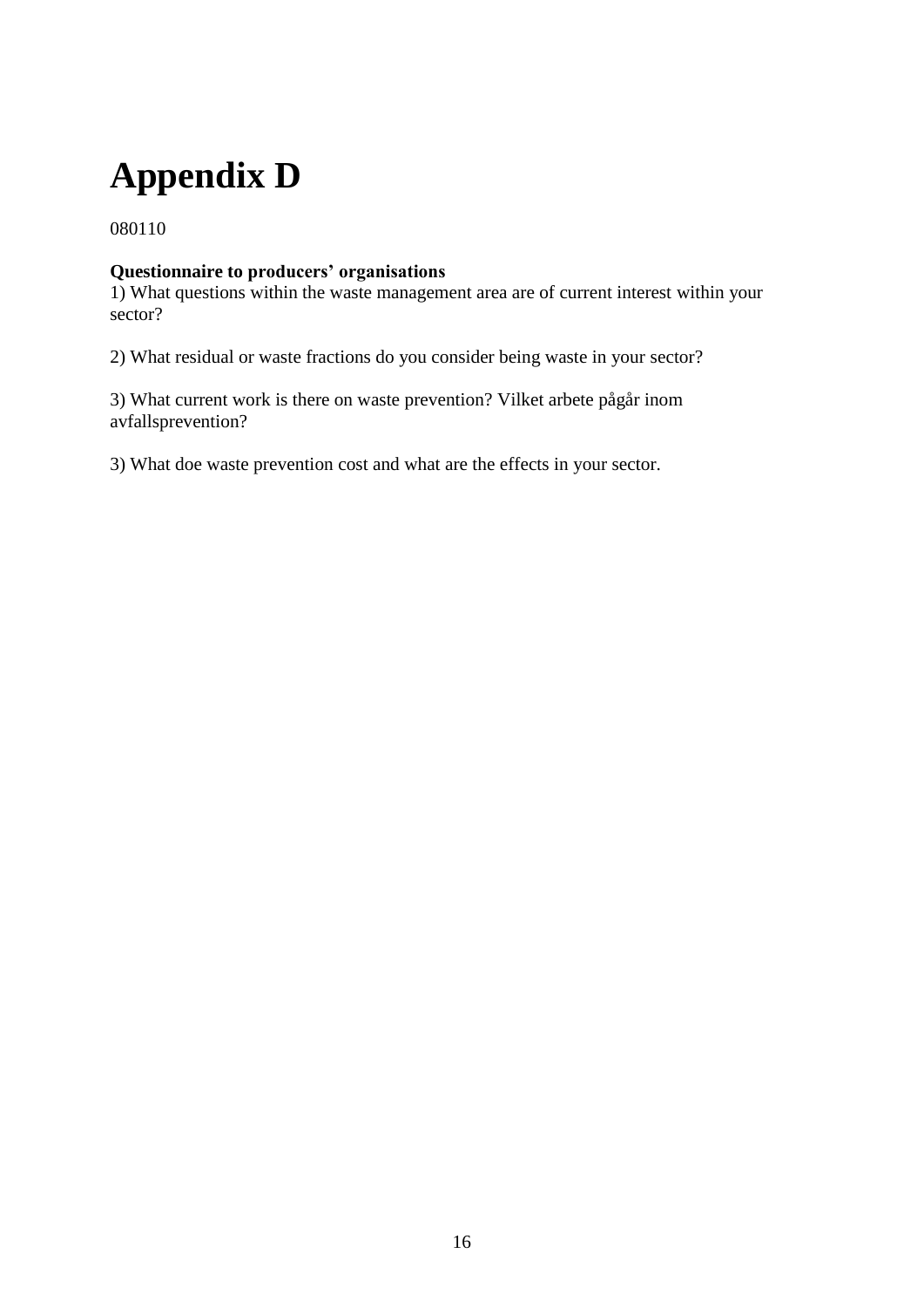# Appendix D

080110

**Questionnaire to producers' organisations**
1) What questions within the waste management area are of current interest within your sector?

2) What residual or waste fractions do you consider being waste in your sector?

3) What current work is there on waste prevention? Vilket arbete pågår inom avfallsprevention?

3) What doe waste prevention cost and what are the effects in your sector.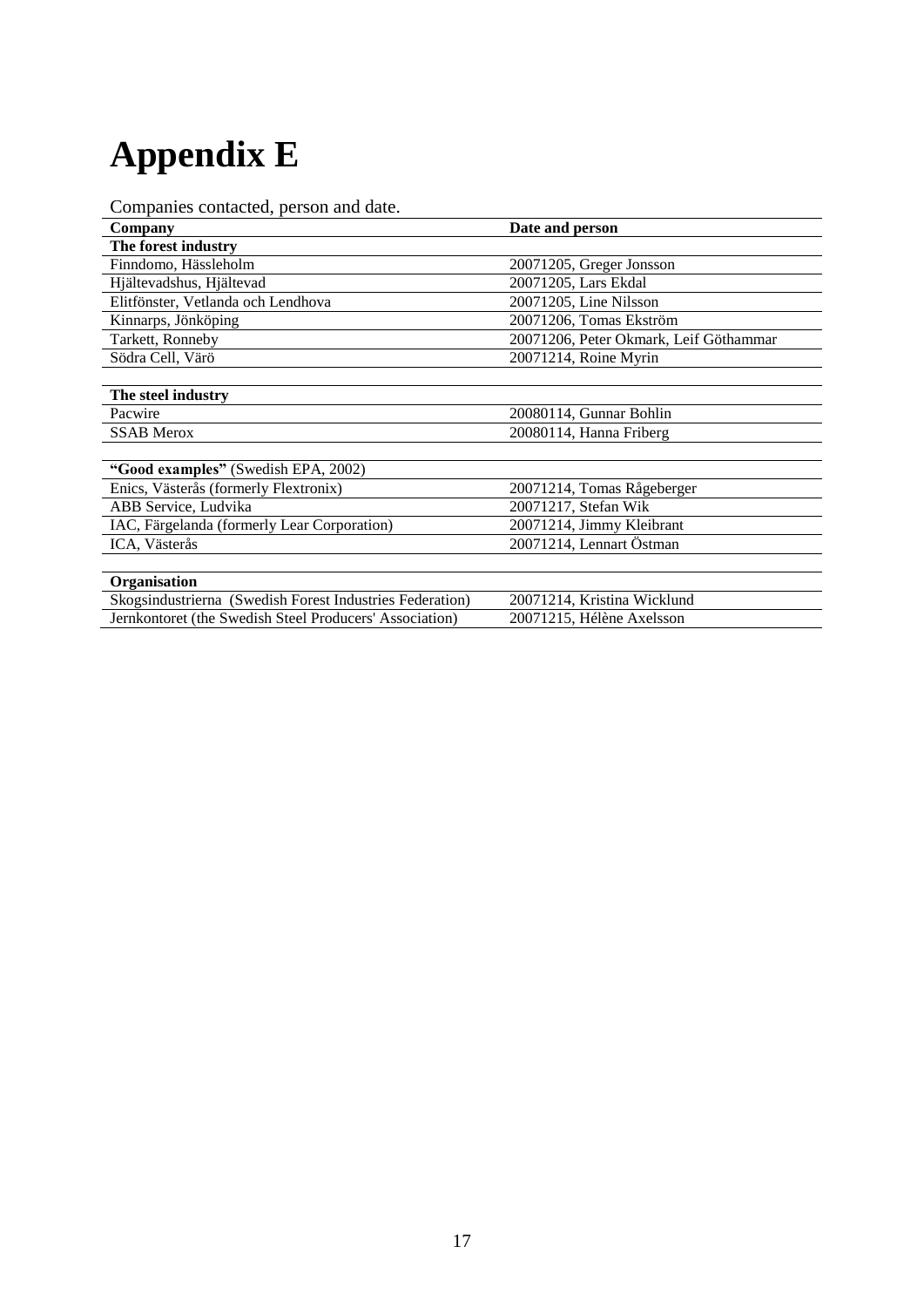# Appendix E

Companies contacted, person and date.

| Company | Date and person |
|---|---|
| **The forest industry** | |
| Finndomo, Hässleholm | 20071205, Greger Jonsson |
| Hjältevadshus, Hjältevad | 20071205, Lars Ekdal |
| Elitfönster, Vetlanda och Lendhova | 20071205, Line Nilsson |
| Kinnarps, Jönköping | 20071206, Tomas Ekström |
| Tarkett, Ronneby | 20071206, Peter Okmark, Leif Göthammar |
| Södra Cell, Värö | 20071214, Roine Myrin |
| | |
| **The steel industry** | |
| Pacwire | 20080114, Gunnar Bohlin |
| SSAB Merox | 20080114, Hanna Friberg |
| | |
| **"Good examples"** (Swedish EPA, 2002) | |
| Enics, Västerås (formerly Flextronix) | 20071214, Tomas Rågeberger |
| ABB Service, Ludvika | 20071217, Stefan Wik |
| IAC, Färgelanda (formerly Lear Corporation) | 20071214, Jimmy Kleibrant |
| ICA, Västerås | 20071214, Lennart Östman |
| | |
| **Organisation** | |
| Skogsindustrierna (Swedish Forest Industries Federation) | 20071214, Kristina Wicklund |
| Jernkontoret (the Swedish Steel Producers' Association) | 20071215, Hélène Axelsson |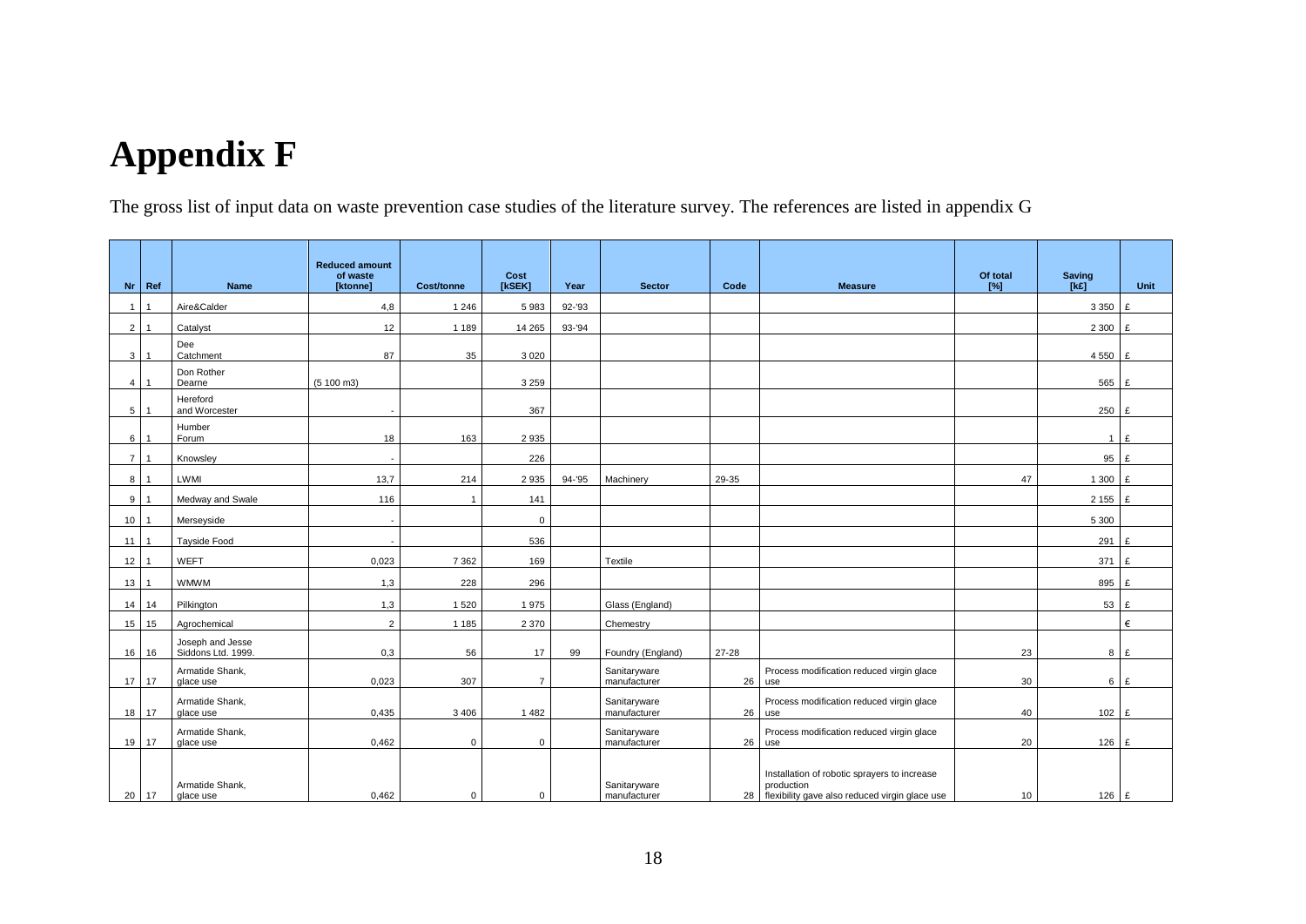# Appendix F

The gross list of input data on waste prevention case studies of the literature survey. The references are listed in appendix G

| Nr | Ref | Name | Reduced amount of waste [ktonne] | Cost/tonne | Cost [kSEK] | Year | Sector | Code | Measure | Of total [%] | Saving [k£] | Unit |
|---|---|---|---|---|---|---|---|---|---|---|---|---|
| 1 | 1 | Aire&Calder | 4,8 | 1 246 | 5 983 | 92-'93 | | | | | 3 350 | £ |
| 2 | 1 | Catalyst | 12 | 1 189 | 14 265 | 93-'94 | | | | | 2 300 | £ |
| 3 | 1 | Dee Catchment | 87 | 35 | 3 020 | | | | | | 4 550 | £ |
| 4 | 1 | Don Rother Dearne | (5 100 m3) | | 3 259 | | | | | | 565 | £ |
| 5 | 1 | Hereford and Worcester | - | | 367 | | | | | | 250 | £ |
| 6 | 1 | Humber Forum | 18 | 163 | 2 935 | | | | | | 1 | £ |
| 7 | 1 | Knowsley | - | | 226 | | | | | | 95 | £ |
| 8 | 1 | LWMI | 13,7 | 214 | 2 935 | 94-'95 | Machinery | 29-35 | | 47 | 1 300 | £ |
| 9 | 1 | Medway and Swale | 116 | 1 | 141 | | | | | | 2 155 | £ |
| 10 | 1 | Merseyside | - | | 0 | | | | | | 5 300 | |
| 11 | 1 | Tayside Food | - | | 536 | | | | | | 291 | £ |
| 12 | 1 | WEFT | 0,023 | 7 362 | 169 | | Textile | | | | 371 | £ |
| 13 | 1 | WMWM | 1,3 | 228 | 296 | | | | | | 895 | £ |
| 14 | 14 | Pilkington | 1,3 | 1 520 | 1 975 | | Glass (England) | | | | 53 | £ |
| 15 | 15 | Agrochemical | 2 | 1 185 | 2 370 | | Chemestry | | | | | € |
| 16 | 16 | Joseph and Jesse Siddons Ltd. 1999. | 0,3 | 56 | 17 | 99 | Foundry (England) | 27-28 | | 23 | 8 | £ |
| 17 | 17 | Armatide Shank, glace use | 0,023 | 307 | 7 | | Sanitaryware manufacturer | 26 | Process modification reduced virgin glace use | 30 | 6 | £ |
| 18 | 17 | Armatide Shank, glace use | 0,435 | 3 406 | 1 482 | | Sanitaryware manufacturer | 26 | Process modification reduced virgin glace use | 40 | 102 | £ |
| 19 | 17 | Armatide Shank, glace use | 0,462 | 0 | 0 | | Sanitaryware manufacturer | 26 | Process modification reduced virgin glace use | 20 | 126 | £ |
| 20 | 17 | Armatide Shank, glace use | 0,462 | 0 | 0 | | Sanitaryware manufacturer | 28 | Installation of robotic sprayers to increase production flexibility gave also reduced virgin glace use | 10 | 126 | £ |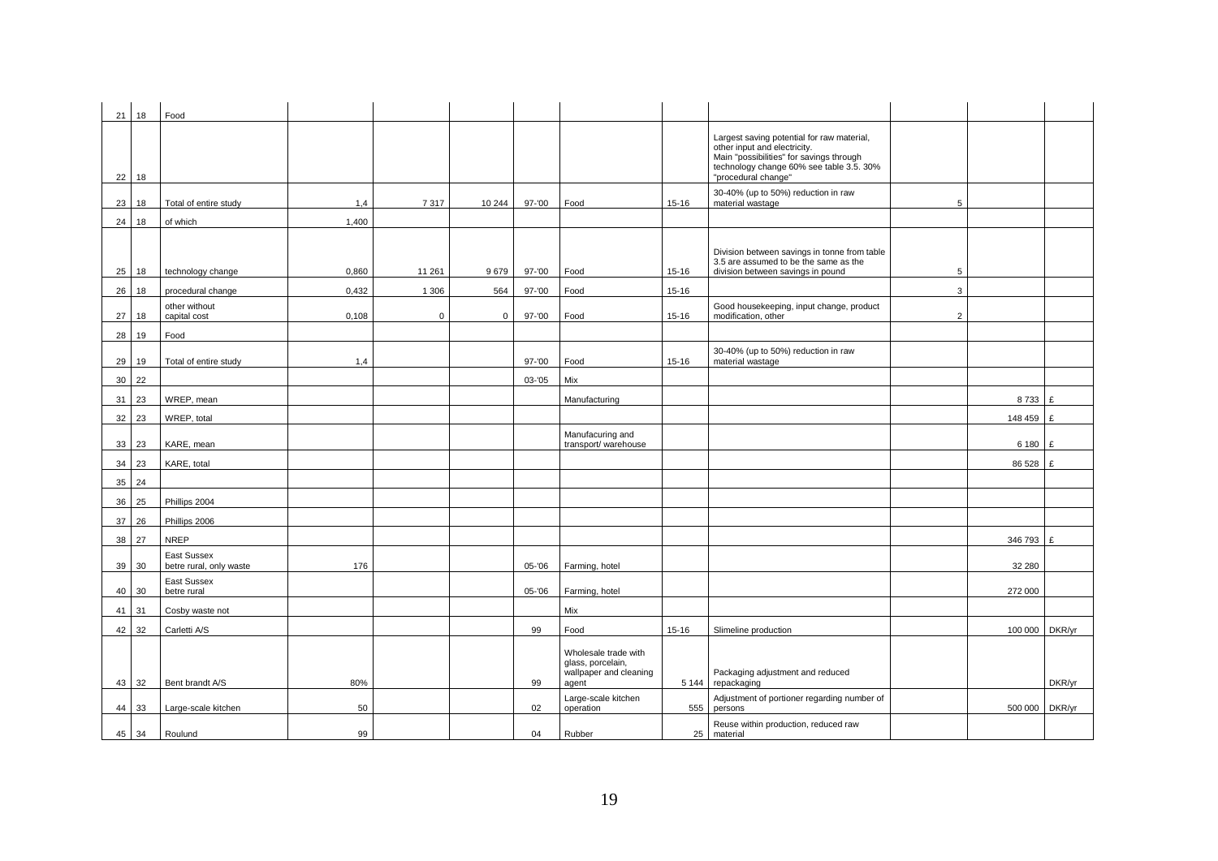| | | | | | | | | | | | | | |
|---|---|---|---|---|---|---|---|---|---|---|---|---|---|
| 21 | 18 | Food | | | | | | | | | | | |
| 22 | 18 | | | | | | | | Largest saving potential for raw material, other input and electricity. Main "possibilities" for savings through technology change 60% see table 3.5. 30% "procedural change" | | | | |
| 23 | 18 | Total of entire study | 1,4 | 7 317 | 10 244 | 97-'00 | Food | 15-16 | 30-40% (up to 50%) reduction in raw material wastage | 5 | | | |
| 24 | 18 | of which | 1,400 | | | | | | | | | | |
| 25 | 18 | technology change | 0,860 | 11 261 | 9 679 | 97-'00 | Food | 15-16 | Division between savings in tonne from table 3.5 are assumed to be the same as the division between savings in pound | 5 | | | |
| 26 | 18 | procedural change | 0,432 | 1 306 | 564 | 97-'00 | Food | 15-16 | | 3 | | | |
| 27 | 18 | other without capital cost | 0,108 | 0 | 0 | 97-'00 | Food | 15-16 | Good housekeeping, input change, product modification, other | 2 | | | |
| 28 | 19 | Food | | | | | | | | | | | |
| 29 | 19 | Total of entire study | 1,4 | | | 97-'00 | Food | 15-16 | 30-40% (up to 50%) reduction in raw material wastage | | | | |
| 30 | 22 | | | | | 03-'05 | Mix | | | | | | |
| 31 | 23 | WREP, mean | | | | | Manufacturing | | | | | 8 733 | £ |
| 32 | 23 | WREP, total | | | | | | | | | | 148 459 | £ |
| 33 | 23 | KARE, mean | | | | | Manufacuring and transport/ warehouse | | | | | 6 180 | £ |
| 34 | 23 | KARE, total | | | | | | | | | | 86 528 | £ |
| 35 | 24 | | | | | | | | | | | | |
| 36 | 25 | Phillips 2004 | | | | | | | | | | | |
| 37 | 26 | Phillips 2006 | | | | | | | | | | | |
| 38 | 27 | NREP | | | | | | | | | | 346 793 | £ |
| 39 | 30 | East Sussex betre rural, only waste | 176 | | | 05-'06 | Farming, hotel | | | | | 32 280 | |
| 40 | 30 | East Sussex betre rural | | | | 05-'06 | Farming, hotel | | | | | 272 000 | |
| 41 | 31 | Cosby waste not | | | | | Mix | | | | | | |
| 42 | 32 | Carletti A/S | | | | 99 | Food | 15-16 | Slimeline production | | | 100 000 | DKR/yr |
| 43 | 32 | Bent brandt A/S | 80% | | | 99 | Wholesale trade with glass, porcelain, wallpaper and cleaning agent | 5 144 | Packaging adjustment and reduced repackaging | | | | DKR/yr |
| 44 | 33 | Large-scale kitchen | 50 | | | 02 | Large-scale kitchen operation | 555 | Adjustment of portioner regarding number of persons | | | 500 000 | DKR/yr |
| 45 | 34 | Roulund | 99 | | | 04 | Rubber | 25 | Reuse within production, reduced raw material | | | | |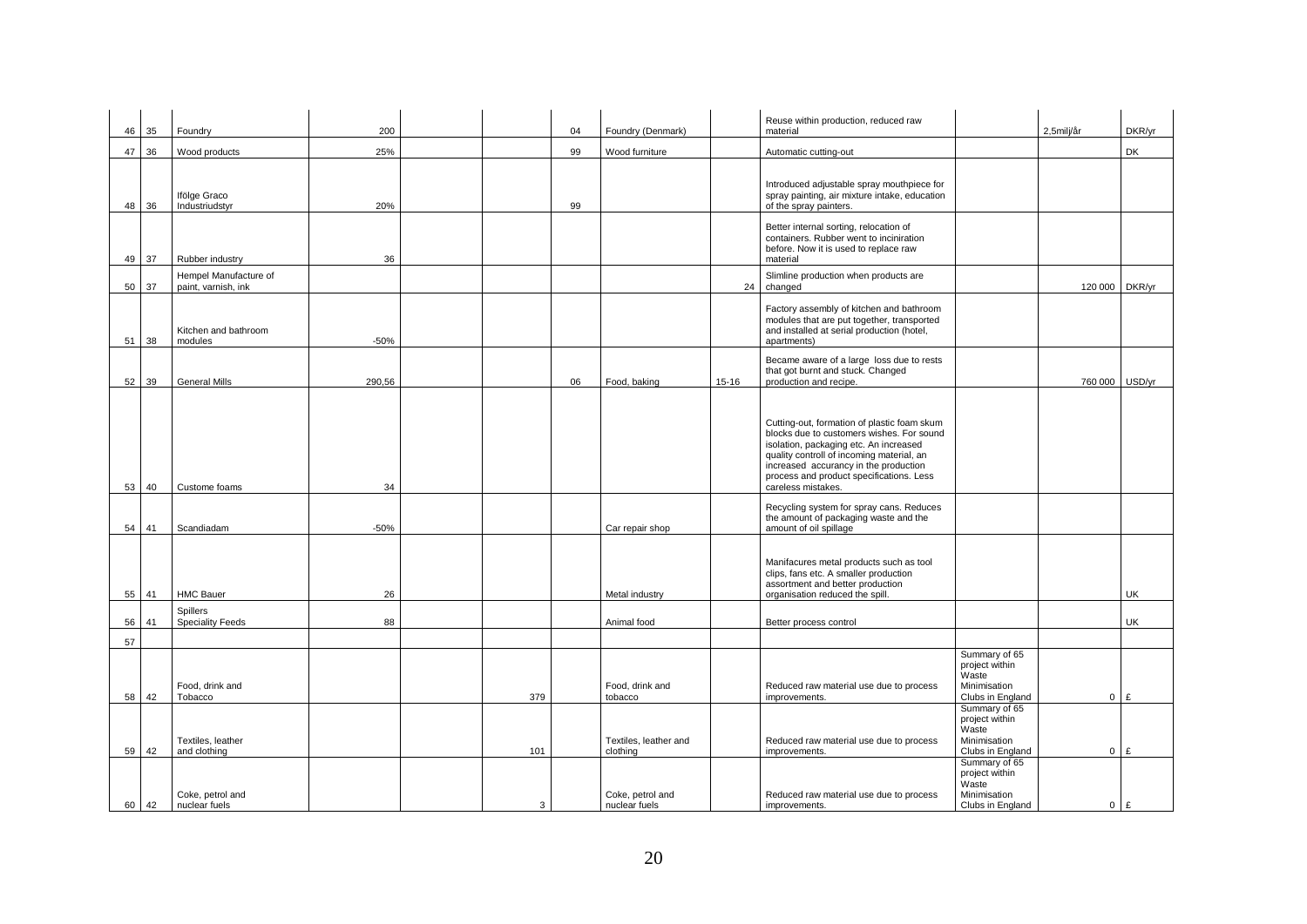| | | | | | | | | | | | | |
|---|---|---|---|---|---|---|---|---|---|---|---|---|
| 46 | 35 | Foundry | 200 | | | 04 | Foundry (Denmark) | | Reuse within production, reduced raw material | | 2,5milj/år | DKR/yr |
| 47 | 36 | Wood products | 25% | | | 99 | Wood furniture | | Automatic cutting-out | | | DK |
| 48 | 36 | Ifölge Graco Industriudstyr | 20% | | | 99 | | | Introduced adjustable spray mouthpiece for spray painting, air mixture intake, education of the spray painters. | | | |
| 49 | 37 | Rubber industry | 36 | | | | | | Better internal sorting, relocation of containers. Rubber went to inciniration before. Now it is used to replace raw material | | | |
| 50 | 37 | Hempel Manufacture of paint, varnish, ink | | | | | | 24 | Slimline production when products are changed | | 120 000 | DKR/yr |
| 51 | 38 | Kitchen and bathroom modules | -50% | | | | | | Factory assembly of kitchen and bathroom modules that are put together, transported and installed at serial production (hotel, apartments) | | | |
| 52 | 39 | General Mills | 290,56 | | | 06 | Food, baking | 15-16 | Became aware of a large loss due to rests that got burnt and stuck. Changed production and recipe. | | 760 000 | USD/yr |
| 53 | 40 | Custome foams | 34 | | | | | | Cutting-out, formation of plastic foam skum blocks due to customers wishes. For sound isolation, packaging etc. An increased quality controll of incoming material, an increased accurancy in the production process and product specifications. Less careless mistakes. | | | |
| 54 | 41 | Scandiadam | -50% | | | | Car repair shop | | Recycling system for spray cans. Reduces the amount of packaging waste and the amount of oil spillage | | | |
| 55 | 41 | HMC Bauer | 26 | | | | Metal industry | | Manifacures metal products such as tool clips, fans etc. A smaller production assortment and better production organisation reduced the spill. | | | UK |
| 56 | 41 | Spillers Speciality Feeds | 88 | | | | Animal food | | Better process control | | | UK |
| 57 | | | | | | | | | | | | |
| 58 | 42 | Food, drink and Tobacco | | | 379 | | Food, drink and tobacco | | Reduced raw material use due to process improvements. | Summary of 65 project within Waste Minimisation Clubs in England | 0 | £ |
| 59 | 42 | Textiles, leather and clothing | | | 101 | | Textiles, leather and clothing | | Reduced raw material use due to process improvements. | Summary of 65 project within Waste Minimisation Clubs in England | 0 | £ |
| 60 | 42 | Coke, petrol and nuclear fuels | | | 3 | | Coke, petrol and nuclear fuels | | Reduced raw material use due to process improvements. | Summary of 65 project within Waste Minimisation Clubs in England | 0 | £ |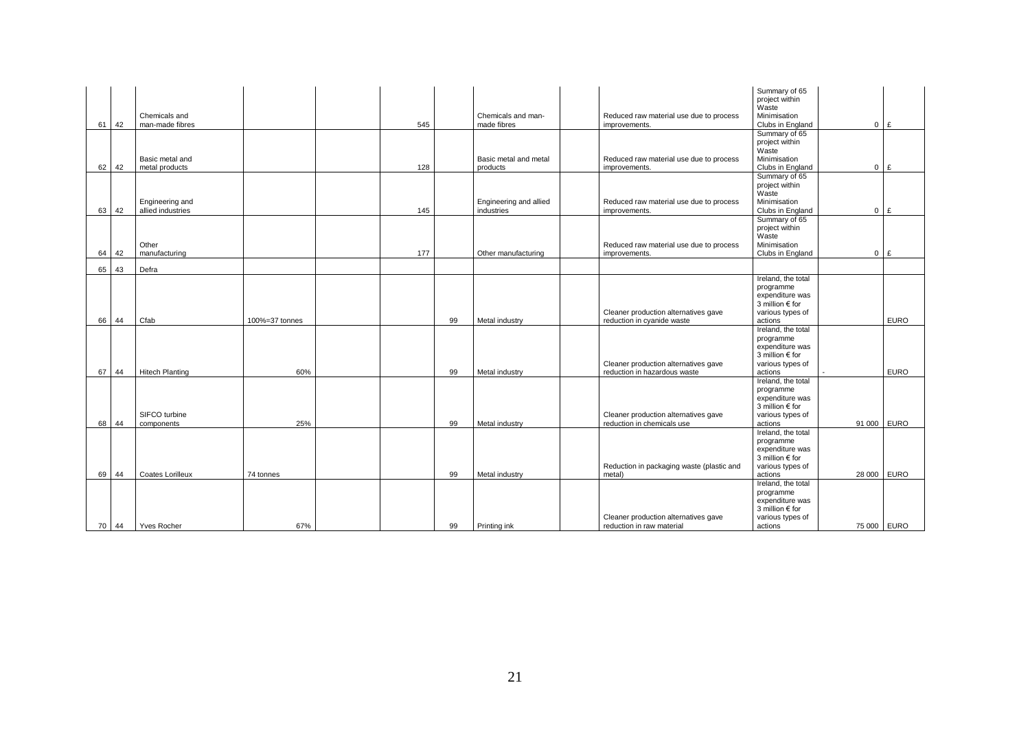| | | | | | | | | | | | | |
|---|---|---|---|---|---|---|---|---|---|---|---|---|
| 61 | 42 | Chemicals and man-made fibres | | | 545 | | Chemicals and man-made fibres | | Reduced raw material use due to process improvements. | Summary of 65 project within Waste Minimisation Clubs in England | 0 | £ |
| 62 | 42 | Basic metal and metal products | | | 128 | | Basic metal and metal products | | Reduced raw material use due to process improvements. | Summary of 65 project within Waste Minimisation Clubs in England | 0 | £ |
| 63 | 42 | Engineering and allied industries | | | 145 | | Engineering and allied industries | | Reduced raw material use due to process improvements. | Summary of 65 project within Waste Minimisation Clubs in England | 0 | £ |
| 64 | 42 | Other manufacturing | | | 177 | | Other manufacturing | | Reduced raw material use due to process improvements. | Summary of 65 project within Waste Minimisation Clubs in England | 0 | £ |
| 65 | 43 | Defra | | | | | | | | | | |
| 66 | 44 | Cfab | 100%=37 tonnes | | | 99 | Metal industry | | Cleaner production alternatives gave reduction in cyanide waste | Ireland, the total programme expenditure was 3 million € for various types of actions | | EURO |
| 67 | 44 | Hitech Planting | 60% | | | 99 | Metal industry | | Cleaner production alternatives gave reduction in hazardous waste | Ireland, the total programme expenditure was 3 million € for various types of actions | - | EURO |
| 68 | 44 | SIFCO turbine components | 25% | | | 99 | Metal industry | | Cleaner production alternatives gave reduction in chemicals use | Ireland, the total programme expenditure was 3 million € for various types of actions | 91 000 | EURO |
| 69 | 44 | Coates Lorilleux | 74 tonnes | | | 99 | Metal industry | | Reduction in packaging waste (plastic and metal) | Ireland, the total programme expenditure was 3 million € for various types of actions | 28 000 | EURO |
| 70 | 44 | Yves Rocher | 67% | | | 99 | Printing ink | | Cleaner production alternatives gave reduction in raw material | Ireland, the total programme expenditure was 3 million € for various types of actions | 75 000 | EURO |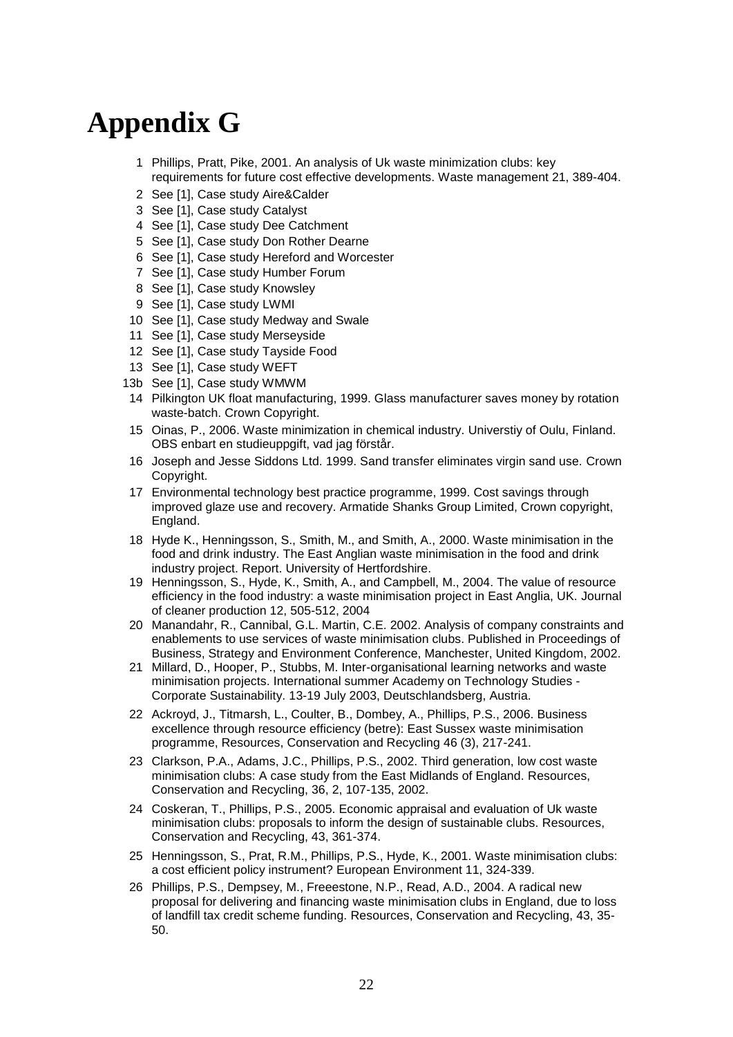# Appendix G

1 Phillips, Pratt, Pike, 2001. An analysis of Uk waste minimization clubs: key requirements for future cost effective developments. Waste management 21, 389-404.

2 See [1], Case study Aire&Calder

3 See [1], Case study Catalyst

4 See [1], Case study Dee Catchment

5 See [1], Case study Don Rother Dearne

6 See [1], Case study Hereford and Worcester

7 See [1], Case study Humber Forum

8 See [1], Case study Knowsley

9 See [1], Case study LWMI

10 See [1], Case study Medway and Swale

11 See [1], Case study Merseyside

12 See [1], Case study Tayside Food

13 See [1], Case study WEFT

13b See [1], Case study WMWM

14 Pilkington UK float manufacturing, 1999. Glass manufacturer saves money by rotation waste-batch. Crown Copyright.

15 Oinas, P., 2006. Waste minimization in chemical industry. Universtiy of Oulu, Finland. OBS enbart en studieuppgift, vad jag förstår.

16 Joseph and Jesse Siddons Ltd. 1999. Sand transfer eliminates virgin sand use. Crown Copyright.

17 Environmental technology best practice programme, 1999. Cost savings through improved glaze use and recovery. Armatide Shanks Group Limited, Crown copyright, England.

18 Hyde K., Henningsson, S., Smith, M., and Smith, A., 2000. Waste minimisation in the food and drink industry. The East Anglian waste minimisation in the food and drink industry project. Report. University of Hertfordshire.

19 Henningsson, S., Hyde, K., Smith, A., and Campbell, M., 2004. The value of resource efficiency in the food industry: a waste minimisation project in East Anglia, UK. Journal of cleaner production 12, 505-512, 2004

20 Manandahr, R., Cannibal, G.L. Martin, C.E. 2002. Analysis of company constraints and enablements to use services of waste minimisation clubs. Published in Proceedings of Business, Strategy and Environment Conference, Manchester, United Kingdom, 2002.

21 Millard, D., Hooper, P., Stubbs, M. Inter-organisational learning networks and waste minimisation projects. International summer Academy on Technology Studies - Corporate Sustainability. 13-19 July 2003, Deutschlandsberg, Austria.

22 Ackroyd, J., Titmarsh, L., Coulter, B., Dombey, A., Phillips, P.S., 2006. Business excellence through resource efficiency (betre): East Sussex waste minimisation programme, Resources, Conservation and Recycling 46 (3), 217-241.

23 Clarkson, P.A., Adams, J.C., Phillips, P.S., 2002. Third generation, low cost waste minimisation clubs: A case study from the East Midlands of England. Resources, Conservation and Recycling, 36, 2, 107-135, 2002.

24 Coskeran, T., Phillips, P.S., 2005. Economic appraisal and evaluation of Uk waste minimisation clubs: proposals to inform the design of sustainable clubs. Resources, Conservation and Recycling, 43, 361-374.

25 Henningsson, S., Prat, R.M., Phillips, P.S., Hyde, K., 2001. Waste minimisation clubs: a cost efficient policy instrument? European Environment 11, 324-339.

26 Phillips, P.S., Dempsey, M., Freeestone, N.P., Read, A.D., 2004. A radical new proposal for delivering and financing waste minimisation clubs in England, due to loss of landfill tax credit scheme funding. Resources, Conservation and Recycling, 43, 35-50.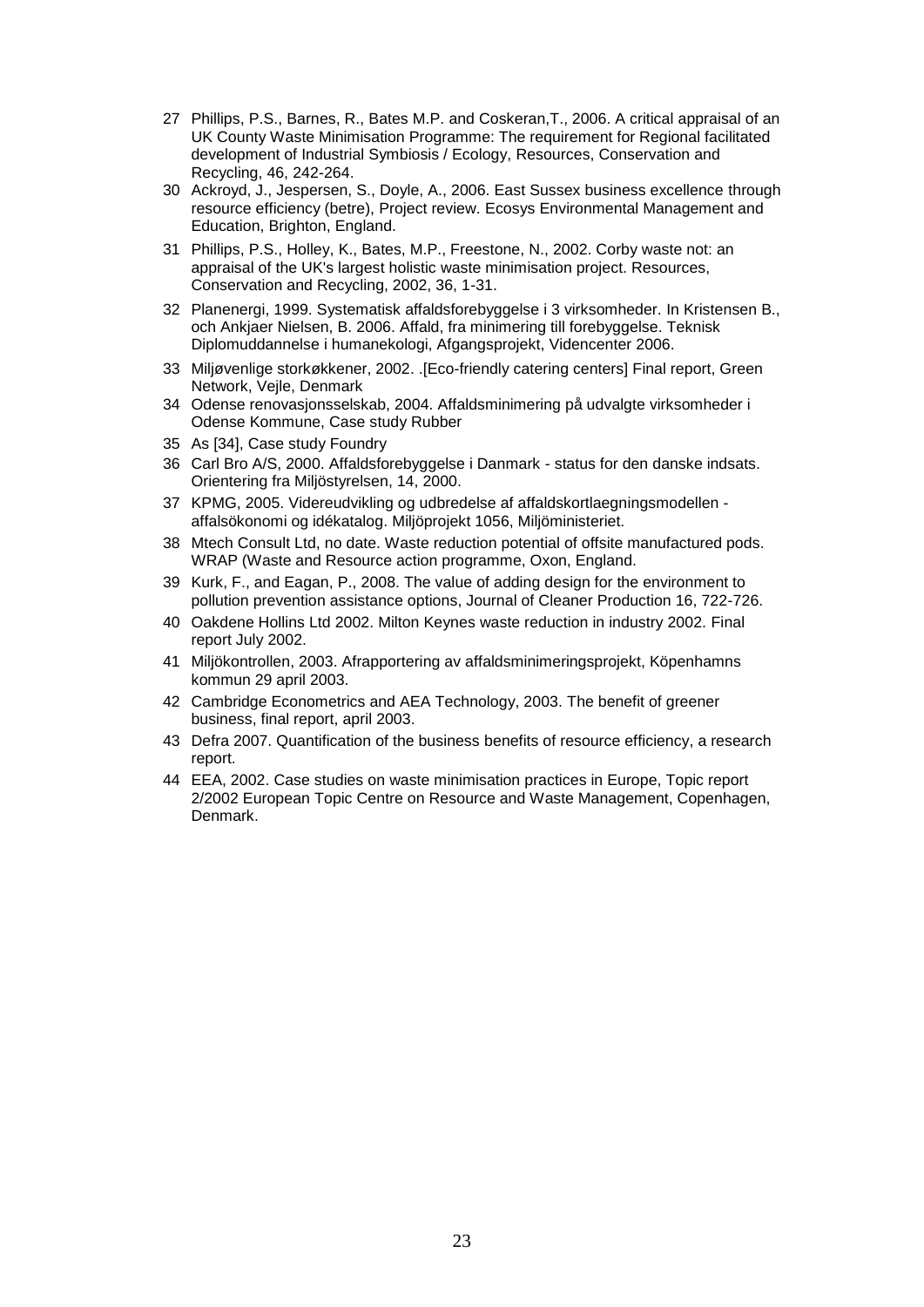27 Phillips, P.S., Barnes, R., Bates M.P. and Coskeran,T., 2006. A critical appraisal of an UK County Waste Minimisation Programme: The requirement for Regional facilitated development of Industrial Symbiosis / Ecology, Resources, Conservation and Recycling, 46, 242-264.

30 Ackroyd, J., Jespersen, S., Doyle, A., 2006. East Sussex business excellence through resource efficiency (betre), Project review. Ecosys Environmental Management and Education, Brighton, England.

31 Phillips, P.S., Holley, K., Bates, M.P., Freestone, N., 2002. Corby waste not: an appraisal of the UK's largest holistic waste minimisation project. Resources, Conservation and Recycling, 2002, 36, 1-31.

32 Planenergi, 1999. Systematisk affaldsforebyggelse i 3 virksomheder. In Kristensen B., och Ankjaer Nielsen, B. 2006. Affald, fra minimering till forebyggelse. Teknisk Diplomuddannelse i humanekologi, Afgangsprojekt, Videncenter 2006.

33 Miljøvenlige storkøkkener, 2002. .[Eco-friendly catering centers] Final report, Green Network, Vejle, Denmark

34 Odense renovasjonsselskab, 2004. Affaldsminimering på udvalgte virksomheder i Odense Kommune, Case study Rubber

35 As [34], Case study Foundry

36 Carl Bro A/S, 2000. Affaldsforebyggelse i Danmark - status for den danske indsats. Orientering fra Miljöstyrelsen, 14, 2000.

37 KPMG, 2005. Videreudvikling og udbredelse af affaldskortlaegningsmodellen - affalsökonomi og idékatalog. Miljöprojekt 1056, Miljöministeriet.

38 Mtech Consult Ltd, no date. Waste reduction potential of offsite manufactured pods. WRAP (Waste and Resource action programme, Oxon, England.

39 Kurk, F., and Eagan, P., 2008. The value of adding design for the environment to pollution prevention assistance options, Journal of Cleaner Production 16, 722-726.

40 Oakdene Hollins Ltd 2002. Milton Keynes waste reduction in industry 2002. Final report July 2002.

41 Miljökontrollen, 2003. Afrapportering av affaldsminimeringsprojekt, Köpenhamns kommun 29 april 2003.

42 Cambridge Econometrics and AEA Technology, 2003. The benefit of greener business, final report, april 2003.

43 Defra 2007. Quantification of the business benefits of resource efficiency, a research report.

44 EEA, 2002. Case studies on waste minimisation practices in Europe, Topic report 2/2002 European Topic Centre on Resource and Waste Management, Copenhagen, Denmark.